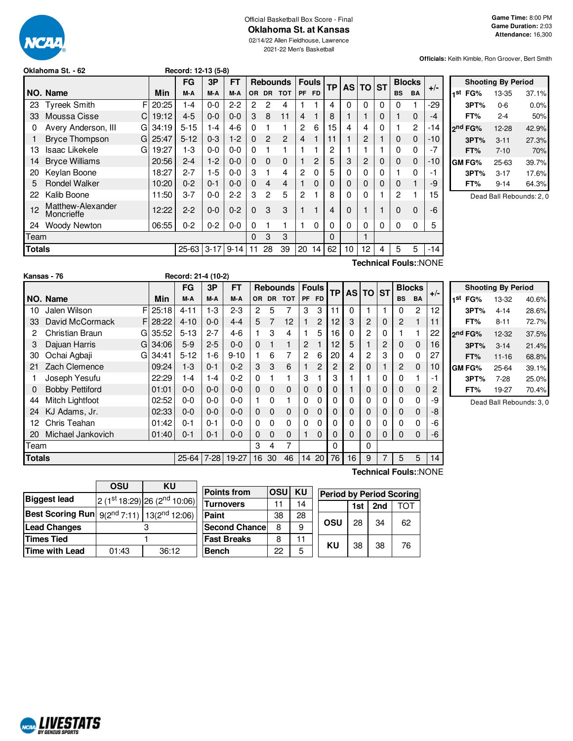Official Basketball Box Score - Final

# Oklahoma St. at Kansas

02/14/22 Allen Fieldhouse, Lawrence

2021-22 Men's Basketball

**Game Time:** 8:00 PM
**Game Duration:** 2:03
**Attendance:** 16,300

**Officials:** Keith Kimble, Ron Groover, Bert Smith

## Oklahoma St. - 62 — Record: 12-13 (5-8)

| NO. | Name | | Min | FG M-A | 3P M-A | FT M-A | OR | DR | TOT | PF | FD | TP | AS | TO | ST | BS | BA | +/- |
|---|---|---|---|---|---|---|---|---|---|---|---|---|---|---|---|---|---|---|
| 23 | Tyreek Smith | F | 20:25 | 1-4 | 0-0 | 2-2 | 2 | 2 | 4 | 1 | 1 | 4 | 0 | 0 | 0 | 0 | 1 | -29 |
| 33 | Moussa Cisse | C | 19:12 | 4-5 | 0-0 | 0-0 | 3 | 8 | 11 | 4 | 1 | 8 | 1 | 1 | 0 | 1 | 0 | -4 |
| 0 | Avery Anderson, III | G | 34:19 | 5-15 | 1-4 | 4-6 | 0 | 1 | 1 | 2 | 6 | 15 | 4 | 4 | 0 | 1 | 2 | -14 |
| 1 | Bryce Thompson | G | 25:47 | 5-12 | 0-3 | 1-2 | 0 | 2 | 2 | 4 | 1 | 11 | 1 | 2 | 1 | 0 | 0 | -10 |
| 13 | Isaac Likekele | G | 19:27 | 1-3 | 0-0 | 0-0 | 0 | 1 | 1 | 1 | 1 | 2 | 1 | 1 | 1 | 0 | 0 | -7 |
| 14 | Bryce Williams | | 20:56 | 2-4 | 1-2 | 0-0 | 0 | 0 | 0 | 1 | 2 | 5 | 3 | 2 | 0 | 0 | 0 | -10 |
| 20 | Keylan Boone | | 18:27 | 2-7 | 1-5 | 0-0 | 3 | 1 | 4 | 2 | 0 | 5 | 0 | 0 | 0 | 1 | 0 | -1 |
| 5 | Rondel Walker | | 10:20 | 0-2 | 0-1 | 0-0 | 0 | 4 | 4 | 1 | 0 | 0 | 0 | 0 | 0 | 0 | 1 | -9 |
| 22 | Kalib Boone | | 11:50 | 3-7 | 0-0 | 2-2 | 3 | 2 | 5 | 2 | 1 | 8 | 0 | 0 | 1 | 2 | 1 | 15 |
| 12 | Matthew-Alexander Moncrieffe | | 12:22 | 2-2 | 0-0 | 0-2 | 0 | 3 | 3 | 1 | 1 | 4 | 0 | 1 | 1 | 0 | 0 | -6 |
| 24 | Woody Newton | | 06:55 | 0-2 | 0-2 | 0-0 | 0 | 1 | 1 | 1 | 0 | 0 | 0 | 0 | 0 | 0 | 0 | 5 |
| | Team | | | | | | 0 | 3 | 3 | | | 0 | | 1 | | | | |
| | **Totals** | | | 25-63 | 3-17 | 9-14 | 11 | 28 | 39 | 20 | 14 | 62 | 10 | 12 | 4 | 5 | 5 | -14 |

**Technical Fouls:**:NONE

| Shooting By Period | | |
|---|---|---|
| 1st FG% | 13-35 | 37.1% |
| 3PT% | 0-6 | 0.0% |
| FT% | 2-4 | 50% |
| 2nd FG% | 12-28 | 42.9% |
| 3PT% | 3-11 | 27.3% |
| FT% | 7-10 | 70% |
| GM FG% | 25-63 | 39.7% |
| 3PT% | 3-17 | 17.6% |
| FT% | 9-14 | 64.3% |

Dead Ball Rebounds: 2, 0

## Kansas - 76 — Record: 21-4 (10-2)

| NO. | Name | | Min | FG M-A | 3P M-A | FT M-A | OR | DR | TOT | PF | FD | TP | AS | TO | ST | BS | BA | +/- |
|---|---|---|---|---|---|---|---|---|---|---|---|---|---|---|---|---|---|---|
| 10 | Jalen Wilson | F | 25:18 | 4-11 | 1-3 | 2-3 | 2 | 5 | 7 | 3 | 3 | 11 | 0 | 1 | 1 | 0 | 2 | 12 |
| 33 | David McCormack | F | 28:22 | 4-10 | 0-0 | 4-4 | 5 | 7 | 12 | 1 | 2 | 12 | 3 | 2 | 0 | 2 | 1 | 11 |
| 2 | Christian Braun | G | 35:52 | 5-13 | 2-7 | 4-6 | 1 | 3 | 4 | 1 | 5 | 16 | 0 | 2 | 0 | 1 | 1 | 22 |
| 3 | Dajuan Harris | G | 34:06 | 5-9 | 2-5 | 0-0 | 0 | 1 | 1 | 2 | 1 | 12 | 5 | 1 | 2 | 0 | 0 | 16 |
| 30 | Ochai Agbaji | G | 34:41 | 5-12 | 1-6 | 9-10 | 1 | 6 | 7 | 2 | 6 | 20 | 4 | 2 | 3 | 0 | 0 | 27 |
| 21 | Zach Clemence | | 09:24 | 1-3 | 0-1 | 0-2 | 3 | 3 | 6 | 1 | 2 | 2 | 2 | 0 | 1 | 2 | 0 | 10 |
| 1 | Joseph Yesufu | | 22:29 | 1-4 | 1-4 | 0-2 | 0 | 1 | 1 | 3 | 1 | 3 | 1 | 1 | 0 | 0 | 1 | -1 |
| 0 | Bobby Pettiford | | 01:01 | 0-0 | 0-0 | 0-0 | 0 | 0 | 0 | 0 | 0 | 0 | 1 | 0 | 0 | 0 | 0 | 2 |
| 44 | Mitch Lightfoot | | 02:52 | 0-0 | 0-0 | 0-0 | 1 | 0 | 1 | 0 | 0 | 0 | 0 | 0 | 0 | 0 | 0 | -9 |
| 24 | KJ Adams, Jr. | | 02:33 | 0-0 | 0-0 | 0-0 | 0 | 0 | 0 | 0 | 0 | 0 | 0 | 0 | 0 | 0 | 0 | -8 |
| 12 | Chris Teahan | | 01:42 | 0-1 | 0-1 | 0-0 | 0 | 0 | 0 | 0 | 0 | 0 | 0 | 0 | 0 | 0 | 0 | -6 |
| 20 | Michael Jankovich | | 01:40 | 0-1 | 0-1 | 0-0 | 0 | 0 | 0 | 1 | 0 | 0 | 0 | 0 | 0 | 0 | 0 | -6 |
| | Team | | | | | | 3 | 4 | 7 | | | 0 | | 0 | | | | |
| | **Totals** | | | 25-64 | 7-28 | 19-27 | 16 | 30 | 46 | 14 | 20 | 76 | 16 | 9 | 7 | 5 | 5 | 14 |

**Technical Fouls:**:NONE

| Shooting By Period | | |
|---|---|---|
| 1st FG% | 13-32 | 40.6% |
| 3PT% | 4-14 | 28.6% |
| FT% | 8-11 | 72.7% |
| 2nd FG% | 12-32 | 37.5% |
| 3PT% | 3-14 | 21.4% |
| FT% | 11-16 | 68.8% |
| GM FG% | 25-64 | 39.1% |
| 3PT% | 7-28 | 25.0% |
| FT% | 19-27 | 70.4% |

Dead Ball Rebounds: 3, 0

| | OSU | KU |
|---|---|---|
| Biggest lead | 2 (1st 18:29) | 26 (2nd 10:06) |
| Best Scoring Run | 9(2nd 7:11) | 13(2nd 12:06) |
| Lead Changes | 3 | |
| Times Tied | 1 | |
| Time with Lead | 01:43 | 36:12 |

| Points from | OSU | KU |
|---|---|---|
| Turnovers | 11 | 14 |
| Paint | 38 | 28 |
| Second Chance | 8 | 9 |
| Fast Breaks | 8 | 11 |
| Bench | 22 | 5 |

| Period by Period Scoring | 1st | 2nd | TOT |
|---|---|---|---|
| OSU | 28 | 34 | 62 |
| KU | 38 | 38 | 76 |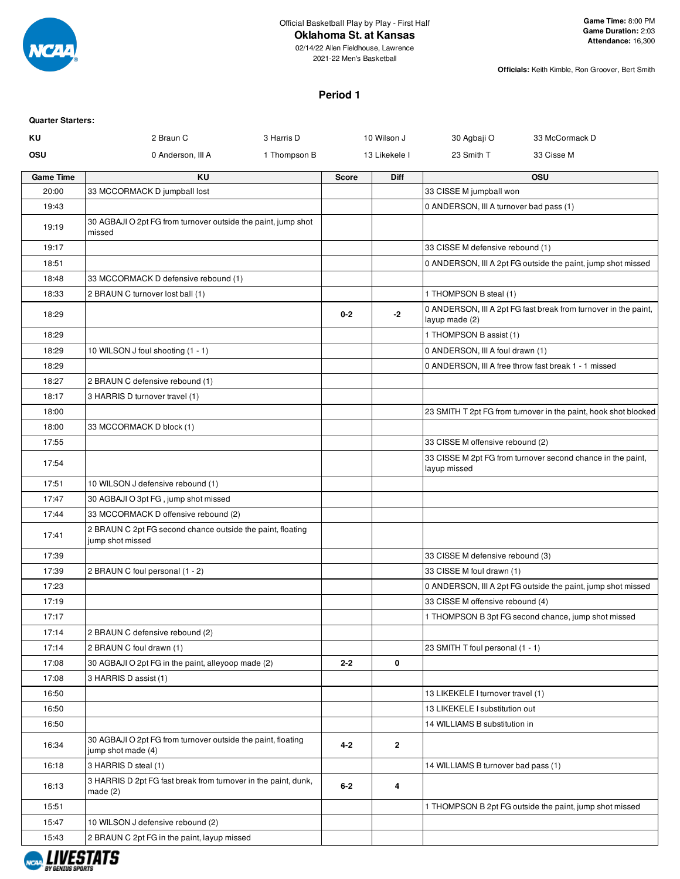Official Basketball Play by Play - First Half

## Oklahoma St. at Kansas

02/14/22 Allen Fieldhouse, Lawrence

2021-22 Men's Basketball

**Game Time:** 8:00 PM
**Game Duration:** 2:03
**Attendance:** 16,300

**Officials:** Keith Kimble, Ron Groover, Bert Smith

### Period 1

**Quarter Starters:**

| | | | | | |
|---|---|---|---|---|---|
| KU | 2 Braun C | 3 Harris D | 10 Wilson J | 30 Agbaji O | 33 McCormack D |
| OSU | 0 Anderson, III A | 1 Thompson B | 13 Likekele I | 23 Smith T | 33 Cisse M |

| Game Time | KU | Score | Diff | OSU |
|---|---|---|---|---|
| 20:00 | 33 MCCORMACK D jumpball lost | | | 33 CISSE M jumpball won |
| 19:43 | | | | 0 ANDERSON, III A turnover bad pass (1) |
| 19:19 | 30 AGBAJI O 2pt FG from turnover outside the paint, jump shot missed | | | |
| 19:17 | | | | 33 CISSE M defensive rebound (1) |
| 18:51 | | | | 0 ANDERSON, III A 2pt FG outside the paint, jump shot missed |
| 18:48 | 33 MCCORMACK D defensive rebound (1) | | | |
| 18:33 | 2 BRAUN C turnover lost ball (1) | | | 1 THOMPSON B steal (1) |
| 18:29 | | 0-2 | -2 | 0 ANDERSON, III A 2pt FG fast break from turnover in the paint, layup made (2) |
| 18:29 | | | | 1 THOMPSON B assist (1) |
| 18:29 | 10 WILSON J foul shooting (1 - 1) | | | 0 ANDERSON, III A foul drawn (1) |
| 18:29 | | | | 0 ANDERSON, III A free throw fast break 1 - 1 missed |
| 18:27 | 2 BRAUN C defensive rebound (1) | | | |
| 18:17 | 3 HARRIS D turnover travel (1) | | | |
| 18:00 | | | | 23 SMITH T 2pt FG from turnover in the paint, hook shot blocked |
| 18:00 | 33 MCCORMACK D block (1) | | | |
| 17:55 | | | | 33 CISSE M offensive rebound (2) |
| 17:54 | | | | 33 CISSE M 2pt FG from turnover second chance in the paint, layup missed |
| 17:51 | 10 WILSON J defensive rebound (1) | | | |
| 17:47 | 30 AGBAJI O 3pt FG , jump shot missed | | | |
| 17:44 | 33 MCCORMACK D offensive rebound (2) | | | |
| 17:41 | 2 BRAUN C 2pt FG second chance outside the paint, floating jump shot missed | | | |
| 17:39 | | | | 33 CISSE M defensive rebound (3) |
| 17:39 | 2 BRAUN C foul personal (1 - 2) | | | 33 CISSE M foul drawn (1) |
| 17:23 | | | | 0 ANDERSON, III A 2pt FG outside the paint, jump shot missed |
| 17:19 | | | | 33 CISSE M offensive rebound (4) |
| 17:17 | | | | 1 THOMPSON B 3pt FG second chance, jump shot missed |
| 17:14 | 2 BRAUN C defensive rebound (2) | | | |
| 17:14 | 2 BRAUN C foul drawn (1) | | | 23 SMITH T foul personal (1 - 1) |
| 17:08 | 30 AGBAJI O 2pt FG in the paint, alleyoop made (2) | 2-2 | 0 | |
| 17:08 | 3 HARRIS D assist (1) | | | |
| 16:50 | | | | 13 LIKEKELE I turnover travel (1) |
| 16:50 | | | | 13 LIKEKELE I substitution out |
| 16:50 | | | | 14 WILLIAMS B substitution in |
| 16:34 | 30 AGBAJI O 2pt FG from turnover outside the paint, floating jump shot made (4) | 4-2 | 2 | |
| 16:18 | 3 HARRIS D steal (1) | | | 14 WILLIAMS B turnover bad pass (1) |
| 16:13 | 3 HARRIS D 2pt FG fast break from turnover in the paint, dunk, made (2) | 6-2 | 4 | |
| 15:51 | | | | 1 THOMPSON B 2pt FG outside the paint, jump shot missed |
| 15:47 | 10 WILSON J defensive rebound (2) | | | |
| 15:43 | 2 BRAUN C 2pt FG in the paint, layup missed | | | |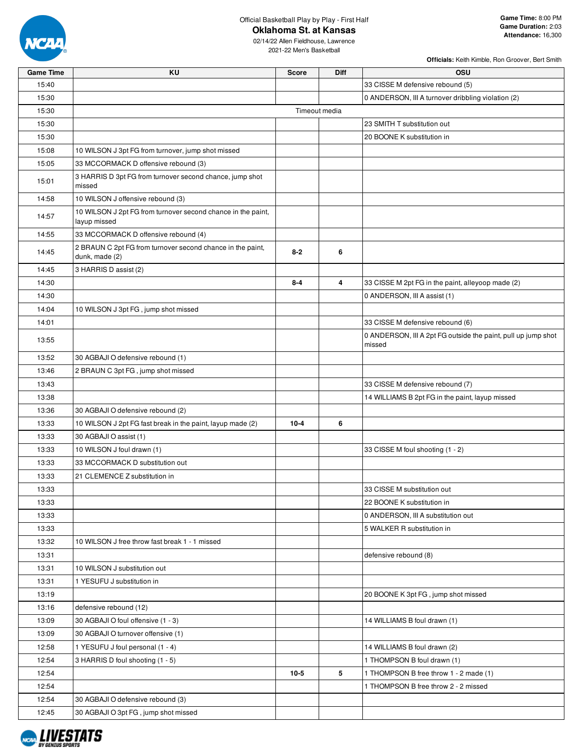Official Basketball Play by Play - First Half

# Oklahoma St. at Kansas

02/14/22 Allen Fieldhouse, Lawrence
2021-22 Men's Basketball

**Game Time:** 8:00 PM
**Game Duration:** 2:03
**Attendance:** 16,300

**Officials:** Keith Kimble, Ron Groover, Bert Smith

| Game Time | KU | Score | Diff | OSU |
|---|---|---|---|---|
| 15:40 | | | | 33 CISSE M defensive rebound (5) |
| 15:30 | | | | 0 ANDERSON, III A turnover dribbling violation (2) |
| 15:30 | | Timeout media | | |
| 15:30 | | | | 23 SMITH T substitution out |
| 15:30 | | | | 20 BOONE K substitution in |
| 15:08 | 10 WILSON J 3pt FG from turnover, jump shot missed | | | |
| 15:05 | 33 MCCORMACK D offensive rebound (3) | | | |
| 15:01 | 3 HARRIS D 3pt FG from turnover second chance, jump shot missed | | | |
| 14:58 | 10 WILSON J offensive rebound (3) | | | |
| 14:57 | 10 WILSON J 2pt FG from turnover second chance in the paint, layup missed | | | |
| 14:55 | 33 MCCORMACK D offensive rebound (4) | | | |
| 14:45 | 2 BRAUN C 2pt FG from turnover second chance in the paint, dunk, made (2) | 8-2 | 6 | |
| 14:45 | 3 HARRIS D assist (2) | | | |
| 14:30 | | 8-4 | 4 | 33 CISSE M 2pt FG in the paint, alleyoop made (2) |
| 14:30 | | | | 0 ANDERSON, III A assist (1) |
| 14:04 | 10 WILSON J 3pt FG , jump shot missed | | | |
| 14:01 | | | | 33 CISSE M defensive rebound (6) |
| 13:55 | | | | 0 ANDERSON, III A 2pt FG outside the paint, pull up jump shot missed |
| 13:52 | 30 AGBAJI O defensive rebound (1) | | | |
| 13:46 | 2 BRAUN C 3pt FG , jump shot missed | | | |
| 13:43 | | | | 33 CISSE M defensive rebound (7) |
| 13:38 | | | | 14 WILLIAMS B 2pt FG in the paint, layup missed |
| 13:36 | 30 AGBAJI O defensive rebound (2) | | | |
| 13:33 | 10 WILSON J 2pt FG fast break in the paint, layup made (2) | 10-4 | 6 | |
| 13:33 | 30 AGBAJI O assist (1) | | | |
| 13:33 | 10 WILSON J foul drawn (1) | | | 33 CISSE M foul shooting (1 - 2) |
| 13:33 | 33 MCCORMACK D substitution out | | | |
| 13:33 | 21 CLEMENCE Z substitution in | | | |
| 13:33 | | | | 33 CISSE M substitution out |
| 13:33 | | | | 22 BOONE K substitution in |
| 13:33 | | | | 0 ANDERSON, III A substitution out |
| 13:33 | | | | 5 WALKER R substitution in |
| 13:32 | 10 WILSON J free throw fast break 1 - 1 missed | | | |
| 13:31 | | | | defensive rebound (8) |
| 13:31 | 10 WILSON J substitution out | | | |
| 13:31 | 1 YESUFU J substitution in | | | |
| 13:19 | | | | 20 BOONE K 3pt FG , jump shot missed |
| 13:16 | defensive rebound (12) | | | |
| 13:09 | 30 AGBAJI O foul offensive (1 - 3) | | | 14 WILLIAMS B foul drawn (1) |
| 13:09 | 30 AGBAJI O turnover offensive (1) | | | |
| 12:58 | 1 YESUFU J foul personal (1 - 4) | | | 14 WILLIAMS B foul drawn (2) |
| 12:54 | 3 HARRIS D foul shooting (1 - 5) | | | 1 THOMPSON B foul drawn (1) |
| 12:54 | | 10-5 | 5 | 1 THOMPSON B free throw 1 - 2 made (1) |
| 12:54 | | | | 1 THOMPSON B free throw 2 - 2 missed |
| 12:54 | 30 AGBAJI O defensive rebound (3) | | | |
| 12:45 | 30 AGBAJI O 3pt FG , jump shot missed | | | |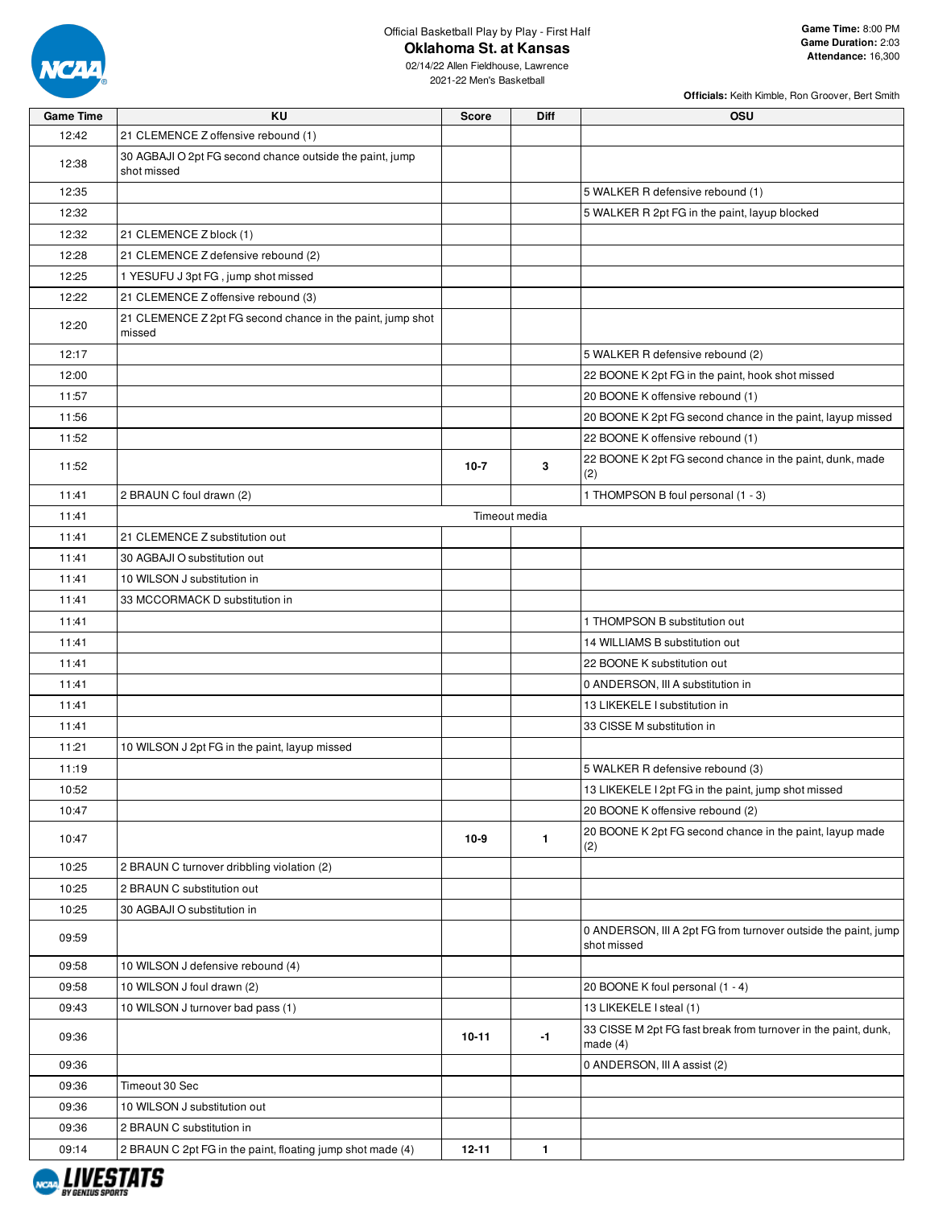Official Basketball Play by Play - First Half

# Oklahoma St. at Kansas

02/14/22 Allen Fieldhouse, Lawrence
2021-22 Men's Basketball

**Game Time:** 8:00 PM
**Game Duration:** 2:03
**Attendance:** 16,300

**Officials:** Keith Kimble, Ron Groover, Bert Smith

| Game Time | KU | Score | Diff | OSU |
|---|---|---|---|---|
| 12:42 | 21 CLEMENCE Z offensive rebound (1) | | | |
| 12:38 | 30 AGBAJI O 2pt FG second chance outside the paint, jump shot missed | | | |
| 12:35 | | | | 5 WALKER R defensive rebound (1) |
| 12:32 | | | | 5 WALKER R 2pt FG in the paint, layup blocked |
| 12:32 | 21 CLEMENCE Z block (1) | | | |
| 12:28 | 21 CLEMENCE Z defensive rebound (2) | | | |
| 12:25 | 1 YESUFU J 3pt FG , jump shot missed | | | |
| 12:22 | 21 CLEMENCE Z offensive rebound (3) | | | |
| 12:20 | 21 CLEMENCE Z 2pt FG second chance in the paint, jump shot missed | | | |
| 12:17 | | | | 5 WALKER R defensive rebound (2) |
| 12:00 | | | | 22 BOONE K 2pt FG in the paint, hook shot missed |
| 11:57 | | | | 20 BOONE K offensive rebound (1) |
| 11:56 | | | | 20 BOONE K 2pt FG second chance in the paint, layup missed |
| 11:52 | | | | 22 BOONE K offensive rebound (1) |
| 11:52 | | **10-7** | **3** | 22 BOONE K 2pt FG second chance in the paint, dunk, made (2) |
| 11:41 | 2 BRAUN C foul drawn (2) | | | 1 THOMPSON B foul personal (1 - 3) |
| 11:41 | | Timeout media | | |
| 11:41 | 21 CLEMENCE Z substitution out | | | |
| 11:41 | 30 AGBAJI O substitution out | | | |
| 11:41 | 10 WILSON J substitution in | | | |
| 11:41 | 33 MCCORMACK D substitution in | | | |
| 11:41 | | | | 1 THOMPSON B substitution out |
| 11:41 | | | | 14 WILLIAMS B substitution out |
| 11:41 | | | | 22 BOONE K substitution out |
| 11:41 | | | | 0 ANDERSON, III A substitution in |
| 11:41 | | | | 13 LIKEKELE I substitution in |
| 11:41 | | | | 33 CISSE M substitution in |
| 11:21 | 10 WILSON J 2pt FG in the paint, layup missed | | | |
| 11:19 | | | | 5 WALKER R defensive rebound (3) |
| 10:52 | | | | 13 LIKEKELE I 2pt FG in the paint, jump shot missed |
| 10:47 | | | | 20 BOONE K offensive rebound (2) |
| 10:47 | | **10-9** | **1** | 20 BOONE K 2pt FG second chance in the paint, layup made (2) |
| 10:25 | 2 BRAUN C turnover dribbling violation (2) | | | |
| 10:25 | 2 BRAUN C substitution out | | | |
| 10:25 | 30 AGBAJI O substitution in | | | |
| 09:59 | | | | 0 ANDERSON, III A 2pt FG from turnover outside the paint, jump shot missed |
| 09:58 | 10 WILSON J defensive rebound (4) | | | |
| 09:58 | 10 WILSON J foul drawn (2) | | | 20 BOONE K foul personal (1 - 4) |
| 09:43 | 10 WILSON J turnover bad pass (1) | | | 13 LIKEKELE I steal (1) |
| 09:36 | | **10-11** | **-1** | 33 CISSE M 2pt FG fast break from turnover in the paint, dunk, made (4) |
| 09:36 | | | | 0 ANDERSON, III A assist (2) |
| 09:36 | Timeout 30 Sec | | | |
| 09:36 | 10 WILSON J substitution out | | | |
| 09:36 | 2 BRAUN C substitution in | | | |
| 09:14 | 2 BRAUN C 2pt FG in the paint, floating jump shot made (4) | **12-11** | **1** | |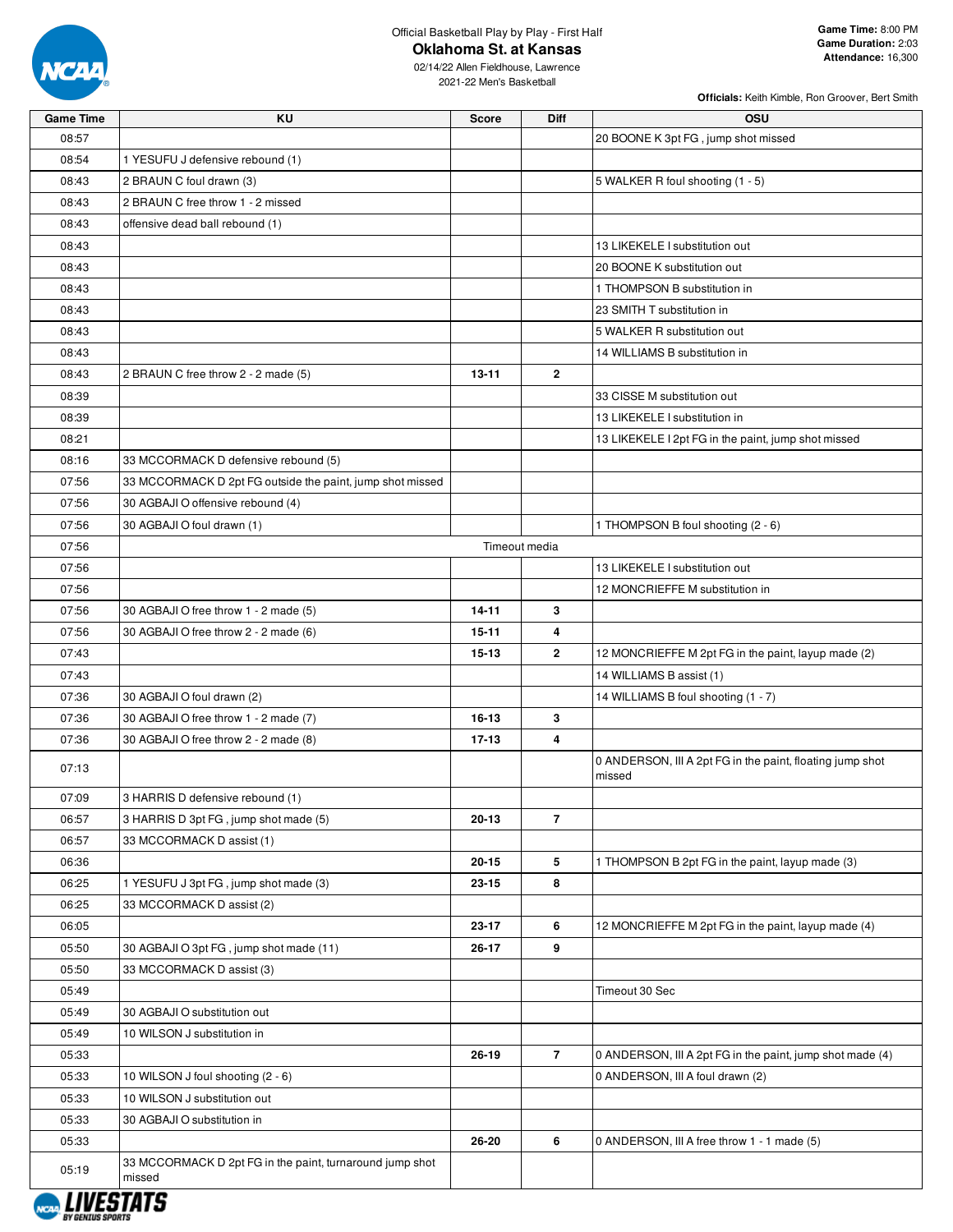Official Basketball Play by Play - First Half

# Oklahoma St. at Kansas

02/14/22 Allen Fieldhouse, Lawrence
2021-22 Men's Basketball

**Game Time:** 8:00 PM
**Game Duration:** 2:03
**Attendance:** 16,300

**Officials:** Keith Kimble, Ron Groover, Bert Smith

| Game Time | KU | Score | Diff | OSU |
|---|---|---|---|---|
| 08:57 | | | | 20 BOONE K 3pt FG , jump shot missed |
| 08:54 | 1 YESUFU J defensive rebound (1) | | | |
| 08:43 | 2 BRAUN C foul drawn (3) | | | 5 WALKER R foul shooting (1 - 5) |
| 08:43 | 2 BRAUN C free throw 1 - 2 missed | | | |
| 08:43 | offensive dead ball rebound (1) | | | |
| 08:43 | | | | 13 LIKEKELE I substitution out |
| 08:43 | | | | 20 BOONE K substitution out |
| 08:43 | | | | 1 THOMPSON B substitution in |
| 08:43 | | | | 23 SMITH T substitution in |
| 08:43 | | | | 5 WALKER R substitution out |
| 08:43 | | | | 14 WILLIAMS B substitution in |
| 08:43 | 2 BRAUN C free throw 2 - 2 made (5) | 13-11 | 2 | |
| 08:39 | | | | 33 CISSE M substitution out |
| 08:39 | | | | 13 LIKEKELE I substitution in |
| 08:21 | | | | 13 LIKEKELE I 2pt FG in the paint, jump shot missed |
| 08:16 | 33 MCCORMACK D defensive rebound (5) | | | |
| 07:56 | 33 MCCORMACK D 2pt FG outside the paint, jump shot missed | | | |
| 07:56 | 30 AGBAJI O offensive rebound (4) | | | |
| 07:56 | 30 AGBAJI O foul drawn (1) | | | 1 THOMPSON B foul shooting (2 - 6) |
| 07:56 | | Timeout media | | |
| 07:56 | | | | 13 LIKEKELE I substitution out |
| 07:56 | | | | 12 MONCRIEFFE M substitution in |
| 07:56 | 30 AGBAJI O free throw 1 - 2 made (5) | 14-11 | 3 | |
| 07:56 | 30 AGBAJI O free throw 2 - 2 made (6) | 15-11 | 4 | |
| 07:43 | | 15-13 | 2 | 12 MONCRIEFFE M 2pt FG in the paint, layup made (2) |
| 07:43 | | | | 14 WILLIAMS B assist (1) |
| 07:36 | 30 AGBAJI O foul drawn (2) | | | 14 WILLIAMS B foul shooting (1 - 7) |
| 07:36 | 30 AGBAJI O free throw 1 - 2 made (7) | 16-13 | 3 | |
| 07:36 | 30 AGBAJI O free throw 2 - 2 made (8) | 17-13 | 4 | |
| 07:13 | | | | 0 ANDERSON, III A 2pt FG in the paint, floating jump shot missed |
| 07:09 | 3 HARRIS D defensive rebound (1) | | | |
| 06:57 | 3 HARRIS D 3pt FG , jump shot made (5) | 20-13 | 7 | |
| 06:57 | 33 MCCORMACK D assist (1) | | | |
| 06:36 | | 20-15 | 5 | 1 THOMPSON B 2pt FG in the paint, layup made (3) |
| 06:25 | 1 YESUFU J 3pt FG , jump shot made (3) | 23-15 | 8 | |
| 06:25 | 33 MCCORMACK D assist (2) | | | |
| 06:05 | | 23-17 | 6 | 12 MONCRIEFFE M 2pt FG in the paint, layup made (4) |
| 05:50 | 30 AGBAJI O 3pt FG , jump shot made (11) | 26-17 | 9 | |
| 05:50 | 33 MCCORMACK D assist (3) | | | |
| 05:49 | | | | Timeout 30 Sec |
| 05:49 | 30 AGBAJI O substitution out | | | |
| 05:49 | 10 WILSON J substitution in | | | |
| 05:33 | | 26-19 | 7 | 0 ANDERSON, III A 2pt FG in the paint, jump shot made (4) |
| 05:33 | 10 WILSON J foul shooting (2 - 6) | | | 0 ANDERSON, III A foul drawn (2) |
| 05:33 | 10 WILSON J substitution out | | | |
| 05:33 | 30 AGBAJI O substitution in | | | |
| 05:33 | | 26-20 | 6 | 0 ANDERSON, III A free throw 1 - 1 made (5) |
| 05:19 | 33 MCCORMACK D 2pt FG in the paint, turnaround jump shot missed | | | |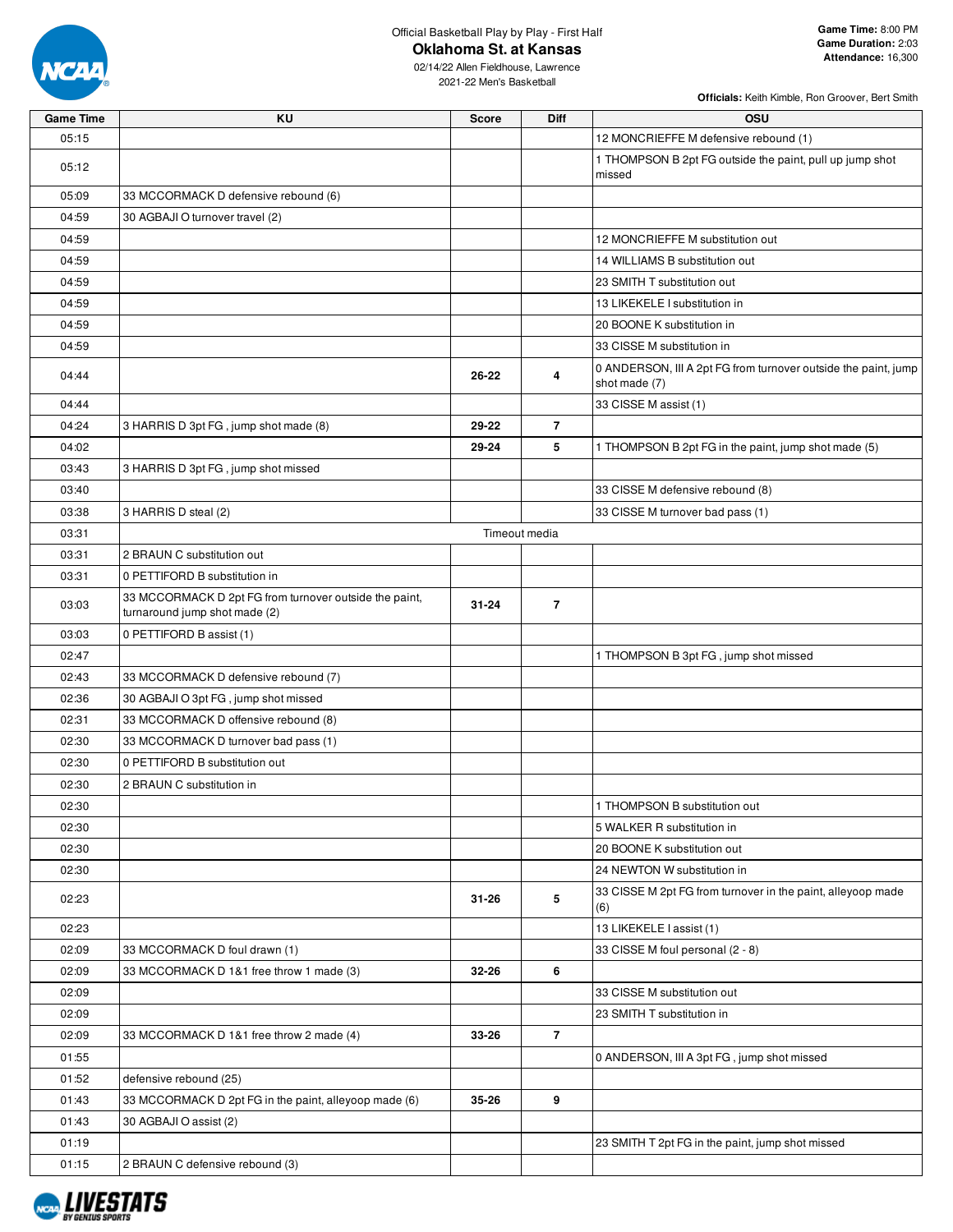Official Basketball Play by Play - First Half

# Oklahoma St. at Kansas

02/14/22 Allen Fieldhouse, Lawrence

2021-22 Men's Basketball

**Game Time:** 8:00 PM
**Game Duration:** 2:03
**Attendance:** 16,300

**Officials:** Keith Kimble, Ron Groover, Bert Smith

| Game Time | KU | Score | Diff | OSU |
|---|---|---|---|---|
| 05:15 | | | | 12 MONCRIEFFE M defensive rebound (1) |
| 05:12 | | | | 1 THOMPSON B 2pt FG outside the paint, pull up jump shot missed |
| 05:09 | 33 MCCORMACK D defensive rebound (6) | | | |
| 04:59 | 30 AGBAJI O turnover travel (2) | | | |
| 04:59 | | | | 12 MONCRIEFFE M substitution out |
| 04:59 | | | | 14 WILLIAMS B substitution out |
| 04:59 | | | | 23 SMITH T substitution out |
| 04:59 | | | | 13 LIKEKELE I substitution in |
| 04:59 | | | | 20 BOONE K substitution in |
| 04:59 | | | | 33 CISSE M substitution in |
| 04:44 | | 26-22 | 4 | 0 ANDERSON, III A 2pt FG from turnover outside the paint, jump shot made (7) |
| 04:44 | | | | 33 CISSE M assist (1) |
| 04:24 | 3 HARRIS D 3pt FG , jump shot made (8) | 29-22 | 7 | |
| 04:02 | | 29-24 | 5 | 1 THOMPSON B 2pt FG in the paint, jump shot made (5) |
| 03:43 | 3 HARRIS D 3pt FG , jump shot missed | | | |
| 03:40 | | | | 33 CISSE M defensive rebound (8) |
| 03:38 | 3 HARRIS D steal (2) | | | 33 CISSE M turnover bad pass (1) |
| 03:31 | | Timeout media | | |
| 03:31 | 2 BRAUN C substitution out | | | |
| 03:31 | 0 PETTIFORD B substitution in | | | |
| 03:03 | 33 MCCORMACK D 2pt FG from turnover outside the paint, turnaround jump shot made (2) | 31-24 | 7 | |
| 03:03 | 0 PETTIFORD B assist (1) | | | |
| 02:47 | | | | 1 THOMPSON B 3pt FG , jump shot missed |
| 02:43 | 33 MCCORMACK D defensive rebound (7) | | | |
| 02:36 | 30 AGBAJI O 3pt FG , jump shot missed | | | |
| 02:31 | 33 MCCORMACK D offensive rebound (8) | | | |
| 02:30 | 33 MCCORMACK D turnover bad pass (1) | | | |
| 02:30 | 0 PETTIFORD B substitution out | | | |
| 02:30 | 2 BRAUN C substitution in | | | |
| 02:30 | | | | 1 THOMPSON B substitution out |
| 02:30 | | | | 5 WALKER R substitution in |
| 02:30 | | | | 20 BOONE K substitution out |
| 02:30 | | | | 24 NEWTON W substitution in |
| 02:23 | | 31-26 | 5 | 33 CISSE M 2pt FG from turnover in the paint, alleyoop made (6) |
| 02:23 | | | | 13 LIKEKELE I assist (1) |
| 02:09 | 33 MCCORMACK D foul drawn (1) | | | 33 CISSE M foul personal (2 - 8) |
| 02:09 | 33 MCCORMACK D 1&1 free throw 1 made (3) | 32-26 | 6 | |
| 02:09 | | | | 33 CISSE M substitution out |
| 02:09 | | | | 23 SMITH T substitution in |
| 02:09 | 33 MCCORMACK D 1&1 free throw 2 made (4) | 33-26 | 7 | |
| 01:55 | | | | 0 ANDERSON, III A 3pt FG , jump shot missed |
| 01:52 | defensive rebound (25) | | | |
| 01:43 | 33 MCCORMACK D 2pt FG in the paint, alleyoop made (6) | 35-26 | 9 | |
| 01:43 | 30 AGBAJI O assist (2) | | | |
| 01:19 | | | | 23 SMITH T 2pt FG in the paint, jump shot missed |
| 01:15 | 2 BRAUN C defensive rebound (3) | | | |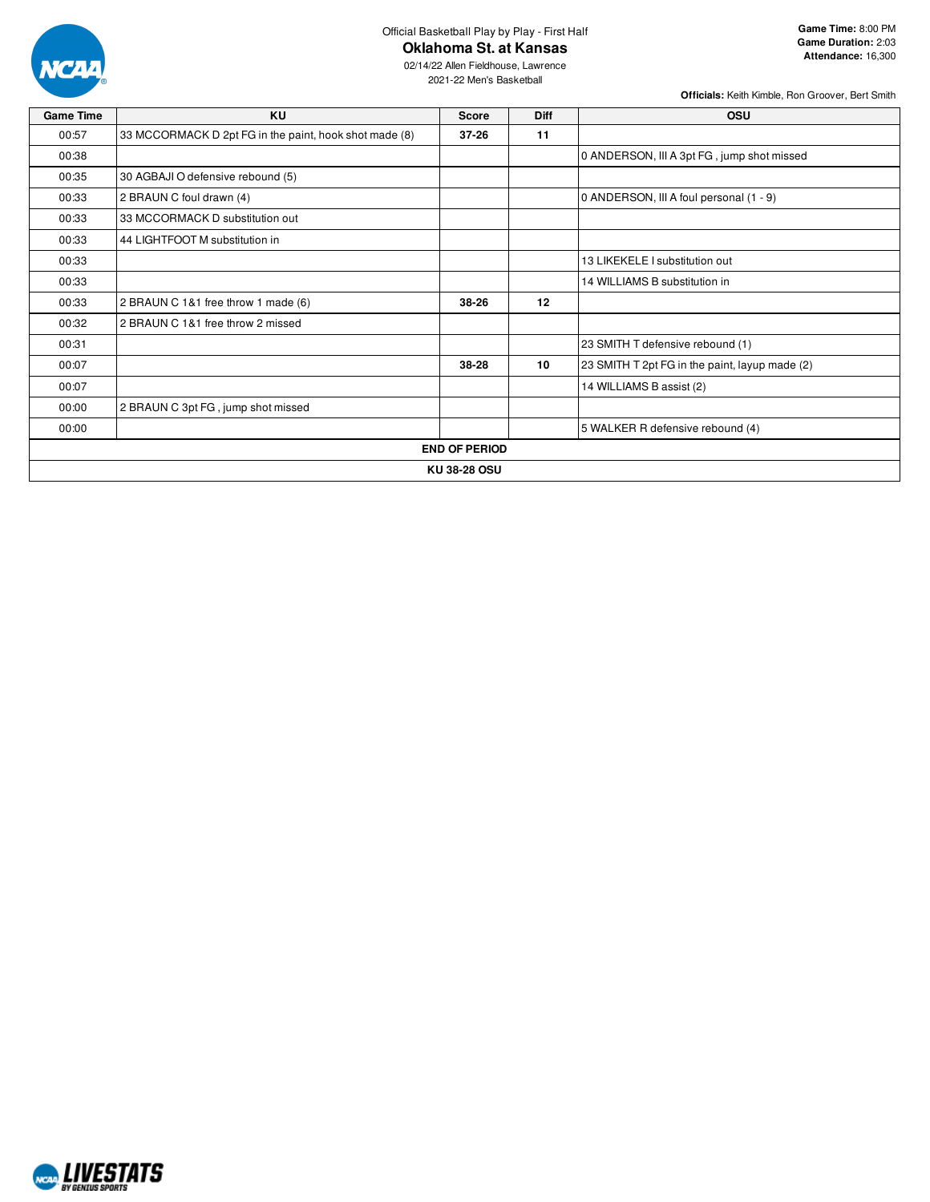Official Basketball Play by Play - First Half

# Oklahoma St. at Kansas

02/14/22 Allen Fieldhouse, Lawrence
2021-22 Men's Basketball

**Game Time:** 8:00 PM
**Game Duration:** 2:03
**Attendance:** 16,300

**Officials:** Keith Kimble, Ron Groover, Bert Smith

| Game Time | KU | Score | Diff | OSU |
|---|---|---|---|---|
| 00:57 | 33 MCCORMACK D 2pt FG in the paint, hook shot made (8) | 37-26 | 11 | |
| 00:38 | | | | 0 ANDERSON, III A 3pt FG , jump shot missed |
| 00:35 | 30 AGBAJI O defensive rebound (5) | | | |
| 00:33 | 2 BRAUN C foul drawn (4) | | | 0 ANDERSON, III A foul personal (1 - 9) |
| 00:33 | 33 MCCORMACK D substitution out | | | |
| 00:33 | 44 LIGHTFOOT M substitution in | | | |
| 00:33 | | | | 13 LIKEKELE I substitution out |
| 00:33 | | | | 14 WILLIAMS B substitution in |
| 00:33 | 2 BRAUN C 1&1 free throw 1 made (6) | 38-26 | 12 | |
| 00:32 | 2 BRAUN C 1&1 free throw 2 missed | | | |
| 00:31 | | | | 23 SMITH T defensive rebound (1) |
| 00:07 | | 38-28 | 10 | 23 SMITH T 2pt FG in the paint, layup made (2) |
| 00:07 | | | | 14 WILLIAMS B assist (2) |
| 00:00 | 2 BRAUN C 3pt FG , jump shot missed | | | |
| 00:00 | | | | 5 WALKER R defensive rebound (4) |
| **END OF PERIOD** | | | | |
| **KU 38-28 OSU** | | | | |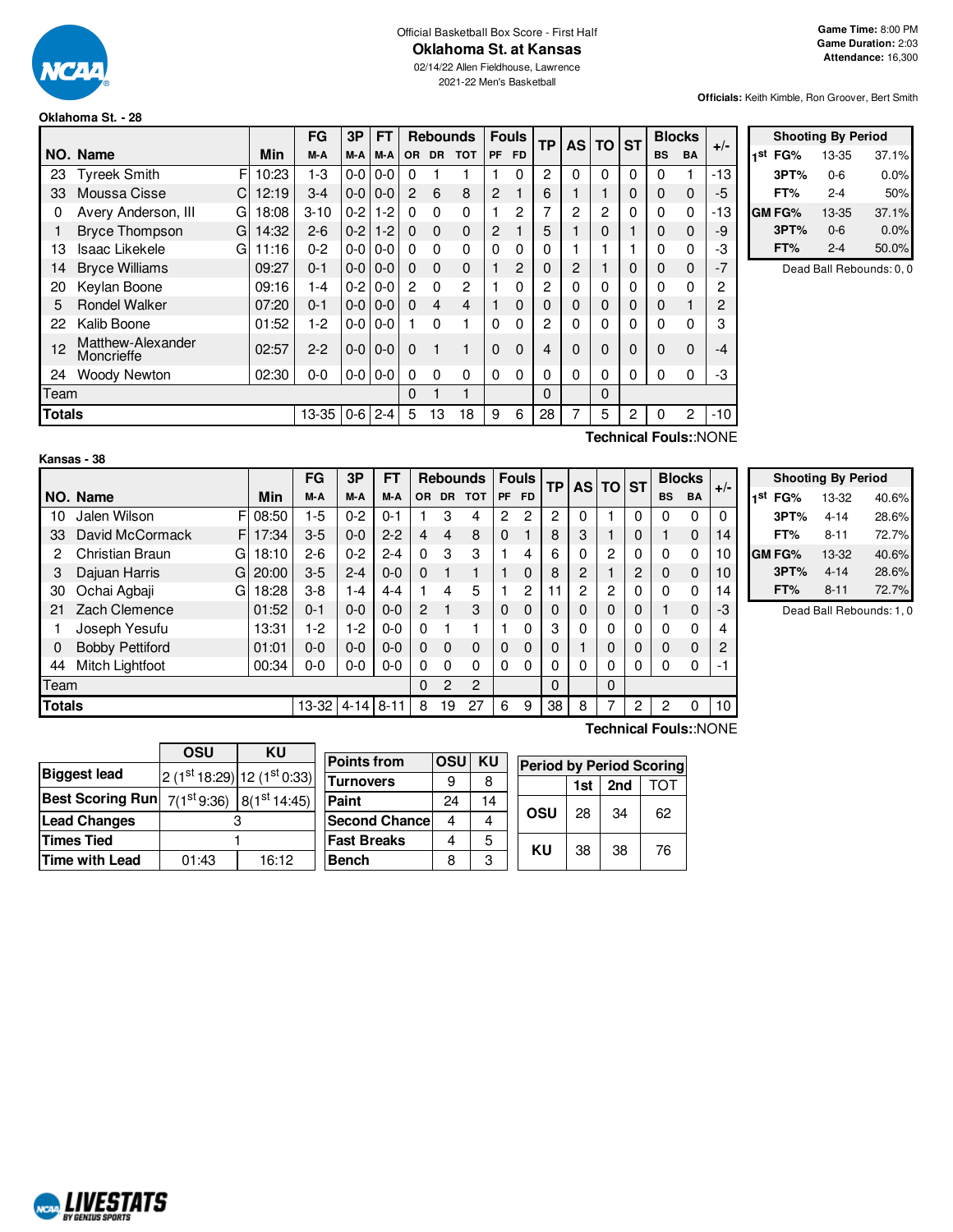Official Basketball Box Score - First Half

# Oklahoma St. at Kansas

02/14/22 Allen Fieldhouse, Lawrence

2021-22 Men's Basketball

**Game Time:** 8:00 PM
**Game Duration:** 2:03
**Attendance:** 16,300

**Officials:** Keith Kimble, Ron Groover, Bert Smith

## Oklahoma St. - 28

| NO. | Name | | Min | FG M-A | 3P M-A | FT M-A | Rebounds OR | DR | TOT | Fouls PF | FD | TP | AS | TO | ST | Blocks BS | BA | +/- |
|---|---|---|---|---|---|---|---|---|---|---|---|---|---|---|---|---|---|---|
| 23 | Tyreek Smith | F | 10:23 | 1-3 | 0-0 | 0-0 | 0 | 1 | 1 | 1 | 0 | 2 | 0 | 0 | 0 | 0 | 1 | -13 |
| 33 | Moussa Cisse | C | 12:19 | 3-4 | 0-0 | 0-0 | 2 | 6 | 8 | 2 | 1 | 6 | 1 | 1 | 0 | 0 | 0 | -5 |
| 0 | Avery Anderson, III | G | 18:08 | 3-10 | 0-2 | 1-2 | 0 | 0 | 0 | 1 | 2 | 7 | 2 | 2 | 0 | 0 | 0 | -13 |
| 1 | Bryce Thompson | G | 14:32 | 2-6 | 0-2 | 1-2 | 0 | 0 | 0 | 2 | 1 | 5 | 1 | 0 | 1 | 0 | 0 | -9 |
| 13 | Isaac Likekele | G | 11:16 | 0-2 | 0-0 | 0-0 | 0 | 0 | 0 | 0 | 0 | 0 | 1 | 1 | 1 | 0 | 0 | -3 |
| 14 | Bryce Williams | | 09:27 | 0-1 | 0-0 | 0-0 | 0 | 0 | 0 | 1 | 2 | 0 | 2 | 1 | 0 | 0 | 0 | -7 |
| 20 | Keylan Boone | | 09:16 | 1-4 | 0-2 | 0-0 | 2 | 0 | 2 | 1 | 0 | 2 | 0 | 0 | 0 | 0 | 0 | 2 |
| 5 | Rondel Walker | | 07:20 | 0-1 | 0-0 | 0-0 | 0 | 4 | 4 | 1 | 0 | 0 | 0 | 0 | 0 | 0 | 1 | 2 |
| 22 | Kalib Boone | | 01:52 | 1-2 | 0-0 | 0-0 | 1 | 0 | 1 | 0 | 0 | 2 | 0 | 0 | 0 | 0 | 0 | 3 |
| 12 | Matthew-Alexander Moncrieffe | | 02:57 | 2-2 | 0-0 | 0-0 | 0 | 1 | 1 | 0 | 0 | 4 | 0 | 0 | 0 | 0 | 0 | -4 |
| 24 | Woody Newton | | 02:30 | 0-0 | 0-0 | 0-0 | 0 | 0 | 0 | 0 | 0 | 0 | 0 | 0 | 0 | 0 | 0 | -3 |
| | Team | | | | | | 0 | 1 | 1 | | | 0 | | 0 | | | | |
| | **Totals** | | | 13-35 | 0-6 | 2-4 | 5 | 13 | 18 | 9 | 6 | 28 | 7 | 5 | 2 | 0 | 2 | -10 |

**Technical Fouls:**:NONE

| Shooting By Period | | |
|---|---|---|
| 1st FG% | 13-35 | 37.1% |
| 3PT% | 0-6 | 0.0% |
| FT% | 2-4 | 50% |
| GM FG% | 13-35 | 37.1% |
| 3PT% | 0-6 | 0.0% |
| FT% | 2-4 | 50.0% |

Dead Ball Rebounds: 0, 0

## Kansas - 38

| NO. | Name | | Min | FG M-A | 3P M-A | FT M-A | Rebounds OR | DR | TOT | Fouls PF | FD | TP | AS | TO | ST | Blocks BS | BA | +/- |
|---|---|---|---|---|---|---|---|---|---|---|---|---|---|---|---|---|---|---|
| 10 | Jalen Wilson | F | 08:50 | 1-5 | 0-2 | 0-1 | 1 | 3 | 4 | 2 | 2 | 2 | 0 | 1 | 0 | 0 | 0 | 0 |
| 33 | David McCormack | F | 17:34 | 3-5 | 0-0 | 2-2 | 4 | 4 | 8 | 0 | 1 | 8 | 3 | 1 | 0 | 1 | 0 | 14 |
| 2 | Christian Braun | G | 18:10 | 2-6 | 0-2 | 2-4 | 0 | 3 | 3 | 1 | 4 | 6 | 0 | 2 | 0 | 0 | 0 | 10 |
| 3 | Dajuan Harris | G | 20:00 | 3-5 | 2-4 | 0-0 | 0 | 1 | 1 | 1 | 0 | 8 | 2 | 1 | 2 | 0 | 0 | 10 |
| 30 | Ochai Agbaji | G | 18:28 | 3-8 | 1-4 | 4-4 | 1 | 4 | 5 | 1 | 2 | 11 | 2 | 2 | 0 | 0 | 0 | 14 |
| 21 | Zach Clemence | | 01:52 | 0-1 | 0-0 | 0-0 | 2 | 1 | 3 | 0 | 0 | 0 | 0 | 0 | 0 | 1 | 0 | -3 |
| 1 | Joseph Yesufu | | 13:31 | 1-2 | 1-2 | 0-0 | 0 | 1 | 1 | 1 | 0 | 3 | 0 | 0 | 0 | 0 | 0 | 4 |
| 0 | Bobby Pettiford | | 01:01 | 0-0 | 0-0 | 0-0 | 0 | 0 | 0 | 0 | 0 | 0 | 1 | 0 | 0 | 0 | 0 | 2 |
| 44 | Mitch Lightfoot | | 00:34 | 0-0 | 0-0 | 0-0 | 0 | 0 | 0 | 0 | 0 | 0 | 0 | 0 | 0 | 0 | 0 | -1 |
| | Team | | | | | | 0 | 2 | 2 | | | 0 | | 0 | | | | |
| | **Totals** | | | 13-32 | 4-14 | 8-11 | 8 | 19 | 27 | 6 | 9 | 38 | 8 | 7 | 2 | 2 | 0 | 10 |

**Technical Fouls:**:NONE

| Shooting By Period | | |
|---|---|---|
| 1st FG% | 13-32 | 40.6% |
| 3PT% | 4-14 | 28.6% |
| FT% | 8-11 | 72.7% |
| GM FG% | 13-32 | 40.6% |
| 3PT% | 4-14 | 28.6% |
| FT% | 8-11 | 72.7% |

Dead Ball Rebounds: 1, 0

| | OSU | KU |
|---|---|---|
| **Biggest lead** | 2 (1st 18:29) | 12 (1st 0:33) |
| **Best Scoring Run** | 7(1st 9:36) | 8(1st 14:45) |
| **Lead Changes** | 3 | |
| **Times Tied** | 1 | |
| **Time with Lead** | 01:43 | 16:12 |

| Points from | OSU | KU |
|---|---|---|
| Turnovers | 9 | 8 |
| Paint | 24 | 14 |
| Second Chance | 4 | 4 |
| Fast Breaks | 4 | 5 |
| Bench | 8 | 3 |

| Period by Period Scoring | 1st | 2nd | TOT |
|---|---|---|---|
| OSU | 28 | 34 | 62 |
| KU | 38 | 38 | 76 |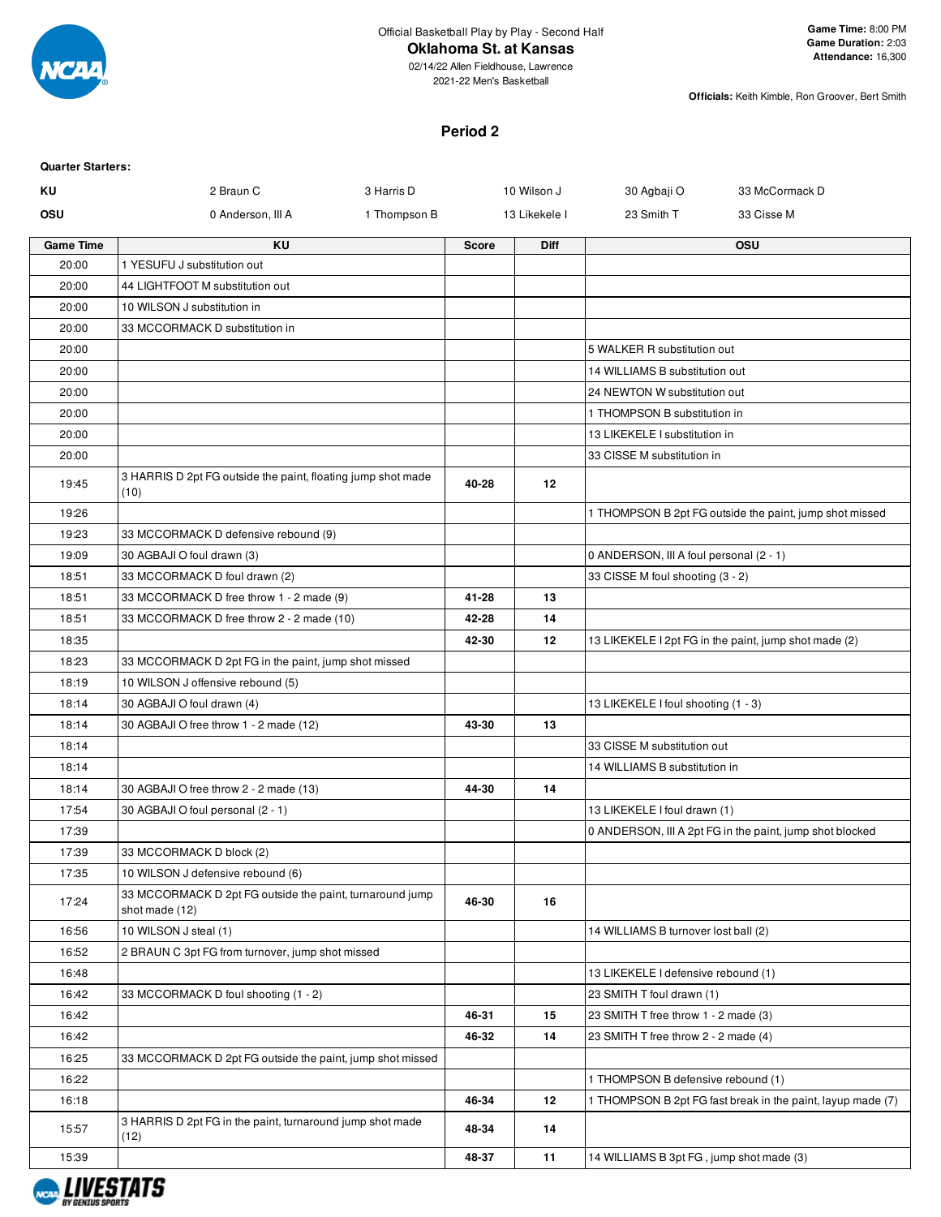Official Basketball Play by Play - Second Half

# Oklahoma St. at Kansas

02/14/22 Allen Fieldhouse, Lawrence
2021-22 Men's Basketball

**Game Time:** 8:00 PM
**Game Duration:** 2:03
**Attendance:** 16,300

**Officials:** Keith Kimble, Ron Groover, Bert Smith

## Period 2

**Quarter Starters:**

| | | | | | |
|---|---|---|---|---|---|
| **KU** | 2 Braun C | 3 Harris D | 10 Wilson J | 30 Agbaji O | 33 McCormack D |
| **OSU** | 0 Anderson, III A | 1 Thompson B | 13 Likekele I | 23 Smith T | 33 Cisse M |

| Game Time | KU | Score | Diff | OSU |
|---|---|---|---|---|
| 20:00 | 1 YESUFU J substitution out | | | |
| 20:00 | 44 LIGHTFOOT M substitution out | | | |
| 20:00 | 10 WILSON J substitution in | | | |
| 20:00 | 33 MCCORMACK D substitution in | | | |
| 20:00 | | | | 5 WALKER R substitution out |
| 20:00 | | | | 14 WILLIAMS B substitution out |
| 20:00 | | | | 24 NEWTON W substitution out |
| 20:00 | | | | 1 THOMPSON B substitution in |
| 20:00 | | | | 13 LIKEKELE I substitution in |
| 20:00 | | | | 33 CISSE M substitution in |
| 19:45 | 3 HARRIS D 2pt FG outside the paint, floating jump shot made (10) | 40-28 | 12 | |
| 19:26 | | | | 1 THOMPSON B 2pt FG outside the paint, jump shot missed |
| 19:23 | 33 MCCORMACK D defensive rebound (9) | | | |
| 19:09 | 30 AGBAJI O foul drawn (3) | | | 0 ANDERSON, III A foul personal (2 - 1) |
| 18:51 | 33 MCCORMACK D foul drawn (2) | | | 33 CISSE M foul shooting (3 - 2) |
| 18:51 | 33 MCCORMACK D free throw 1 - 2 made (9) | 41-28 | 13 | |
| 18:51 | 33 MCCORMACK D free throw 2 - 2 made (10) | 42-28 | 14 | |
| 18:35 | | 42-30 | 12 | 13 LIKEKELE I 2pt FG in the paint, jump shot made (2) |
| 18:23 | 33 MCCORMACK D 2pt FG in the paint, jump shot missed | | | |
| 18:19 | 10 WILSON J offensive rebound (5) | | | |
| 18:14 | 30 AGBAJI O foul drawn (4) | | | 13 LIKEKELE I foul shooting (1 - 3) |
| 18:14 | 30 AGBAJI O free throw 1 - 2 made (12) | 43-30 | 13 | |
| 18:14 | | | | 33 CISSE M substitution out |
| 18:14 | | | | 14 WILLIAMS B substitution in |
| 18:14 | 30 AGBAJI O free throw 2 - 2 made (13) | 44-30 | 14 | |
| 17:54 | 30 AGBAJI O foul personal (2 - 1) | | | 13 LIKEKELE I foul drawn (1) |
| 17:39 | | | | 0 ANDERSON, III A 2pt FG in the paint, jump shot blocked |
| 17:39 | 33 MCCORMACK D block (2) | | | |
| 17:35 | 10 WILSON J defensive rebound (6) | | | |
| 17:24 | 33 MCCORMACK D 2pt FG outside the paint, turnaround jump shot made (12) | 46-30 | 16 | |
| 16:56 | 10 WILSON J steal (1) | | | 14 WILLIAMS B turnover lost ball (2) |
| 16:52 | 2 BRAUN C 3pt FG from turnover, jump shot missed | | | |
| 16:48 | | | | 13 LIKEKELE I defensive rebound (1) |
| 16:42 | 33 MCCORMACK D foul shooting (1 - 2) | | | 23 SMITH T foul drawn (1) |
| 16:42 | | 46-31 | 15 | 23 SMITH T free throw 1 - 2 made (3) |
| 16:42 | | 46-32 | 14 | 23 SMITH T free throw 2 - 2 made (4) |
| 16:25 | 33 MCCORMACK D 2pt FG outside the paint, jump shot missed | | | |
| 16:22 | | | | 1 THOMPSON B defensive rebound (1) |
| 16:18 | | 46-34 | 12 | 1 THOMPSON B 2pt FG fast break in the paint, layup made (7) |
| 15:57 | 3 HARRIS D 2pt FG in the paint, turnaround jump shot made (12) | 48-34 | 14 | |
| 15:39 | | 48-37 | 11 | 14 WILLIAMS B 3pt FG , jump shot made (3) |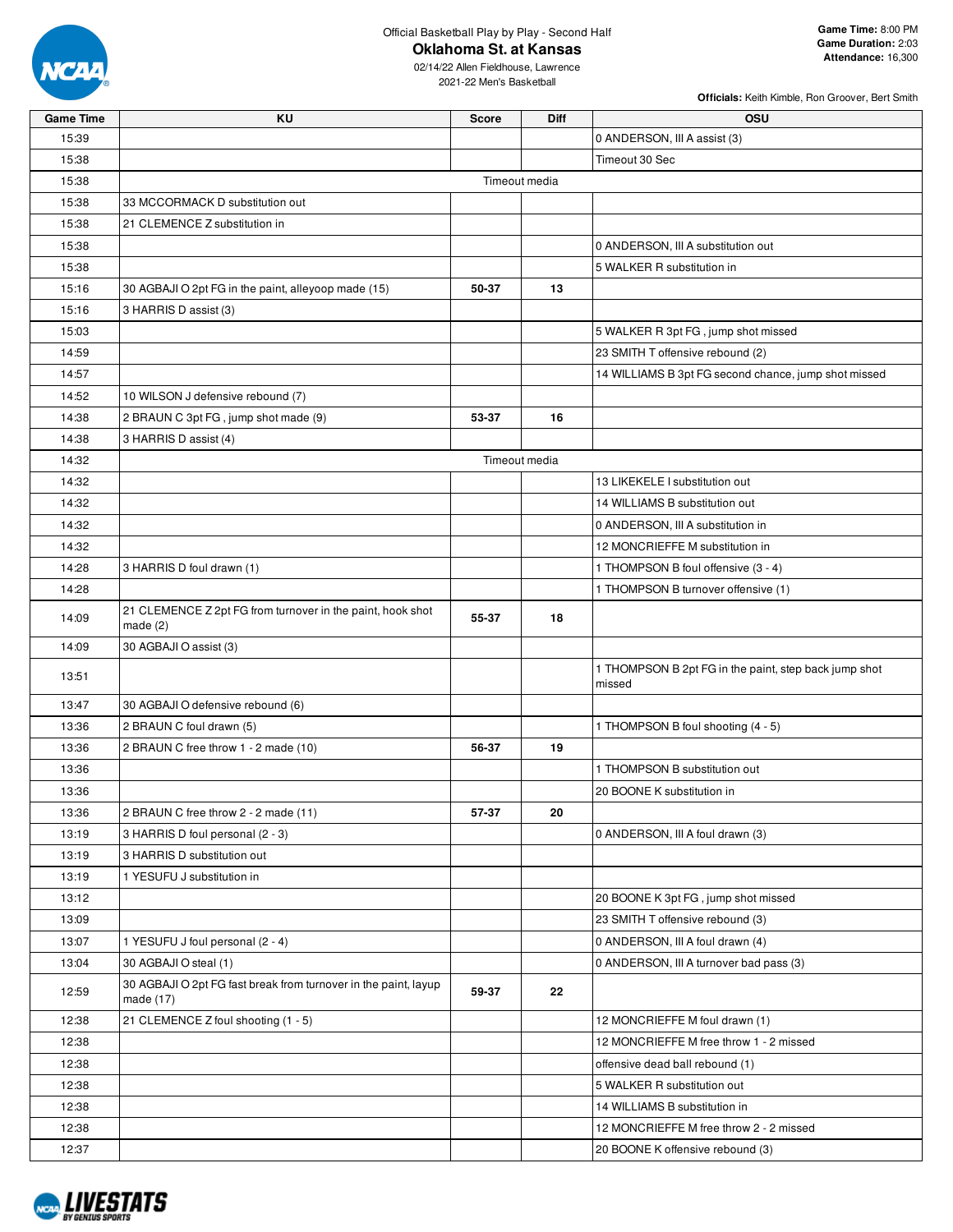Official Basketball Play by Play - Second Half

# Oklahoma St. at Kansas

02/14/22 Allen Fieldhouse, Lawrence
2021-22 Men's Basketball

**Game Time:** 8:00 PM
**Game Duration:** 2:03
**Attendance:** 16,300

**Officials:** Keith Kimble, Ron Groover, Bert Smith

| Game Time | KU | Score | Diff | OSU |
|---|---|---|---|---|
| 15:39 | | | | 0 ANDERSON, III A assist (3) |
| 15:38 | | | | Timeout 30 Sec |
| 15:38 | Timeout media | | | |
| 15:38 | 33 MCCORMACK D substitution out | | | |
| 15:38 | 21 CLEMENCE Z substitution in | | | |
| 15:38 | | | | 0 ANDERSON, III A substitution out |
| 15:38 | | | | 5 WALKER R substitution in |
| 15:16 | 30 AGBAJI O 2pt FG in the paint, alleyoop made (15) | 50-37 | 13 | |
| 15:16 | 3 HARRIS D assist (3) | | | |
| 15:03 | | | | 5 WALKER R 3pt FG , jump shot missed |
| 14:59 | | | | 23 SMITH T offensive rebound (2) |
| 14:57 | | | | 14 WILLIAMS B 3pt FG second chance, jump shot missed |
| 14:52 | 10 WILSON J defensive rebound (7) | | | |
| 14:38 | 2 BRAUN C 3pt FG , jump shot made (9) | 53-37 | 16 | |
| 14:38 | 3 HARRIS D assist (4) | | | |
| 14:32 | Timeout media | | | |
| 14:32 | | | | 13 LIKEKELE I substitution out |
| 14:32 | | | | 14 WILLIAMS B substitution out |
| 14:32 | | | | 0 ANDERSON, III A substitution in |
| 14:32 | | | | 12 MONCRIEFFE M substitution in |
| 14:28 | 3 HARRIS D foul drawn (1) | | | 1 THOMPSON B foul offensive (3 - 4) |
| 14:28 | | | | 1 THOMPSON B turnover offensive (1) |
| 14:09 | 21 CLEMENCE Z 2pt FG from turnover in the paint, hook shot made (2) | 55-37 | 18 | |
| 14:09 | 30 AGBAJI O assist (3) | | | |
| 13:51 | | | | 1 THOMPSON B 2pt FG in the paint, step back jump shot missed |
| 13:47 | 30 AGBAJI O defensive rebound (6) | | | |
| 13:36 | 2 BRAUN C foul drawn (5) | | | 1 THOMPSON B foul shooting (4 - 5) |
| 13:36 | 2 BRAUN C free throw 1 - 2 made (10) | 56-37 | 19 | |
| 13:36 | | | | 1 THOMPSON B substitution out |
| 13:36 | | | | 20 BOONE K substitution in |
| 13:36 | 2 BRAUN C free throw 2 - 2 made (11) | 57-37 | 20 | |
| 13:19 | 3 HARRIS D foul personal (2 - 3) | | | 0 ANDERSON, III A foul drawn (3) |
| 13:19 | 3 HARRIS D substitution out | | | |
| 13:19 | 1 YESUFU J substitution in | | | |
| 13:12 | | | | 20 BOONE K 3pt FG , jump shot missed |
| 13:09 | | | | 23 SMITH T offensive rebound (3) |
| 13:07 | 1 YESUFU J foul personal (2 - 4) | | | 0 ANDERSON, III A foul drawn (4) |
| 13:04 | 30 AGBAJI O steal (1) | | | 0 ANDERSON, III A turnover bad pass (3) |
| 12:59 | 30 AGBAJI O 2pt FG fast break from turnover in the paint, layup made (17) | 59-37 | 22 | |
| 12:38 | 21 CLEMENCE Z foul shooting (1 - 5) | | | 12 MONCRIEFFE M foul drawn (1) |
| 12:38 | | | | 12 MONCRIEFFE M free throw 1 - 2 missed |
| 12:38 | | | | offensive dead ball rebound (1) |
| 12:38 | | | | 5 WALKER R substitution out |
| 12:38 | | | | 14 WILLIAMS B substitution in |
| 12:38 | | | | 12 MONCRIEFFE M free throw 2 - 2 missed |
| 12:37 | | | | 20 BOONE K offensive rebound (3) |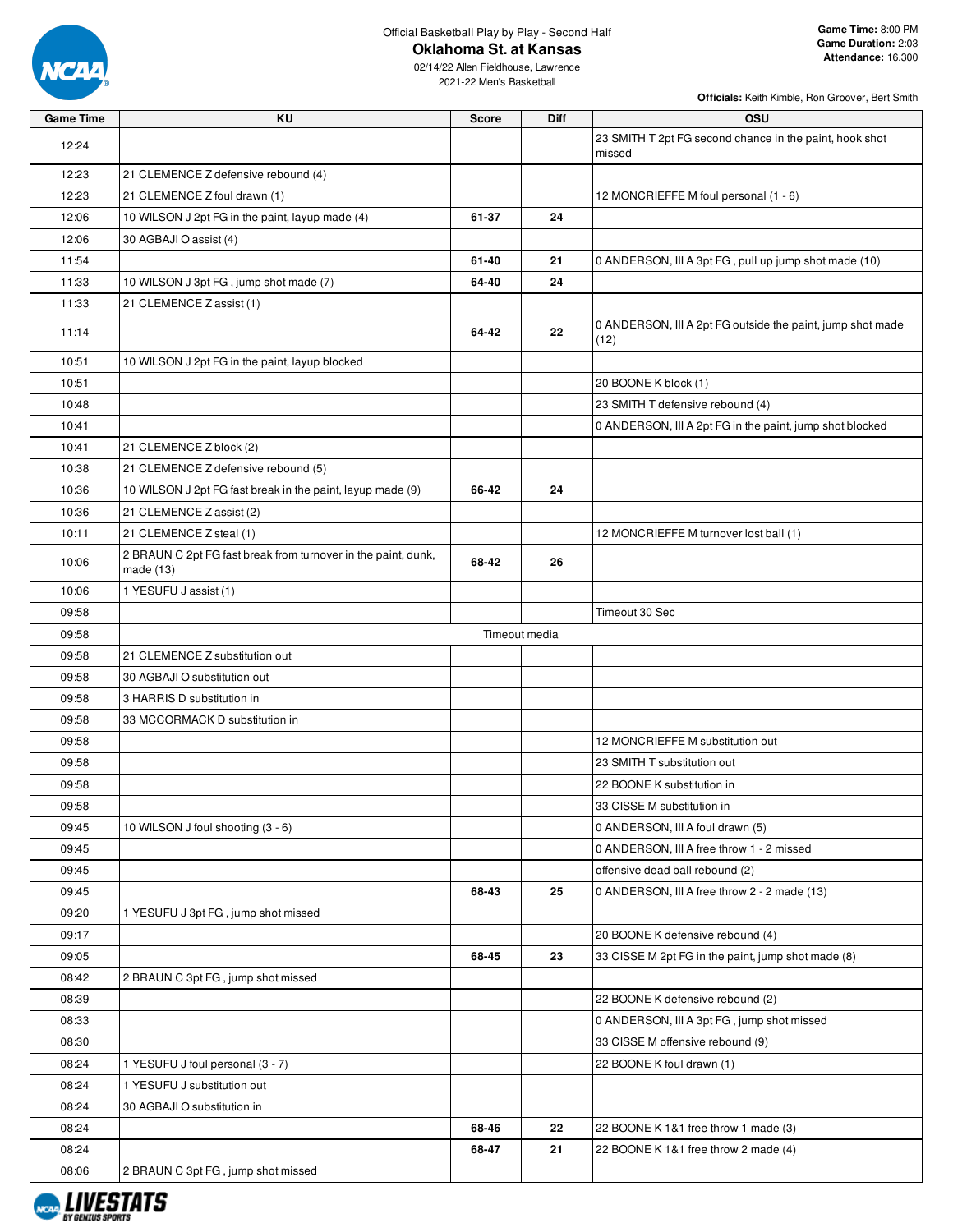Official Basketball Play by Play - Second Half

# Oklahoma St. at Kansas

02/14/22 Allen Fieldhouse, Lawrence

2021-22 Men's Basketball

**Game Time:** 8:00 PM
**Game Duration:** 2:03
**Attendance:** 16,300

**Officials:** Keith Kimble, Ron Groover, Bert Smith

| Game Time | KU | Score | Diff | OSU |
|---|---|---|---|---|
| 12:24 | | | | 23 SMITH T 2pt FG second chance in the paint, hook shot missed |
| 12:23 | 21 CLEMENCE Z defensive rebound (4) | | | |
| 12:23 | 21 CLEMENCE Z foul drawn (1) | | | 12 MONCRIEFFE M foul personal (1 - 6) |
| 12:06 | 10 WILSON J 2pt FG in the paint, layup made (4) | 61-37 | 24 | |
| 12:06 | 30 AGBAJI O assist (4) | | | |
| 11:54 | | 61-40 | 21 | 0 ANDERSON, III A 3pt FG , pull up jump shot made (10) |
| 11:33 | 10 WILSON J 3pt FG , jump shot made (7) | 64-40 | 24 | |
| 11:33 | 21 CLEMENCE Z assist (1) | | | |
| 11:14 | | 64-42 | 22 | 0 ANDERSON, III A 2pt FG outside the paint, jump shot made (12) |
| 10:51 | 10 WILSON J 2pt FG in the paint, layup blocked | | | |
| 10:51 | | | | 20 BOONE K block (1) |
| 10:48 | | | | 23 SMITH T defensive rebound (4) |
| 10:41 | | | | 0 ANDERSON, III A 2pt FG in the paint, jump shot blocked |
| 10:41 | 21 CLEMENCE Z block (2) | | | |
| 10:38 | 21 CLEMENCE Z defensive rebound (5) | | | |
| 10:36 | 10 WILSON J 2pt FG fast break in the paint, layup made (9) | 66-42 | 24 | |
| 10:36 | 21 CLEMENCE Z assist (2) | | | |
| 10:11 | 21 CLEMENCE Z steal (1) | | | 12 MONCRIEFFE M turnover lost ball (1) |
| 10:06 | 2 BRAUN C 2pt FG fast break from turnover in the paint, dunk, made (13) | 68-42 | 26 | |
| 10:06 | 1 YESUFU J assist (1) | | | |
| 09:58 | | | | Timeout 30 Sec |
| 09:58 | Timeout media | | | |
| 09:58 | 21 CLEMENCE Z substitution out | | | |
| 09:58 | 30 AGBAJI O substitution out | | | |
| 09:58 | 3 HARRIS D substitution in | | | |
| 09:58 | 33 MCCORMACK D substitution in | | | |
| 09:58 | | | | 12 MONCRIEFFE M substitution out |
| 09:58 | | | | 23 SMITH T substitution out |
| 09:58 | | | | 22 BOONE K substitution in |
| 09:58 | | | | 33 CISSE M substitution in |
| 09:45 | 10 WILSON J foul shooting (3 - 6) | | | 0 ANDERSON, III A foul drawn (5) |
| 09:45 | | | | 0 ANDERSON, III A free throw 1 - 2 missed |
| 09:45 | | | | offensive dead ball rebound (2) |
| 09:45 | | 68-43 | 25 | 0 ANDERSON, III A free throw 2 - 2 made (13) |
| 09:20 | 1 YESUFU J 3pt FG , jump shot missed | | | |
| 09:17 | | | | 20 BOONE K defensive rebound (4) |
| 09:05 | | 68-45 | 23 | 33 CISSE M 2pt FG in the paint, jump shot made (8) |
| 08:42 | 2 BRAUN C 3pt FG , jump shot missed | | | |
| 08:39 | | | | 22 BOONE K defensive rebound (2) |
| 08:33 | | | | 0 ANDERSON, III A 3pt FG , jump shot missed |
| 08:30 | | | | 33 CISSE M offensive rebound (9) |
| 08:24 | 1 YESUFU J foul personal (3 - 7) | | | 22 BOONE K foul drawn (1) |
| 08:24 | 1 YESUFU J substitution out | | | |
| 08:24 | 30 AGBAJI O substitution in | | | |
| 08:24 | | 68-46 | 22 | 22 BOONE K 1&1 free throw 1 made (3) |
| 08:24 | | 68-47 | 21 | 22 BOONE K 1&1 free throw 2 made (4) |
| 08:06 | 2 BRAUN C 3pt FG , jump shot missed | | | |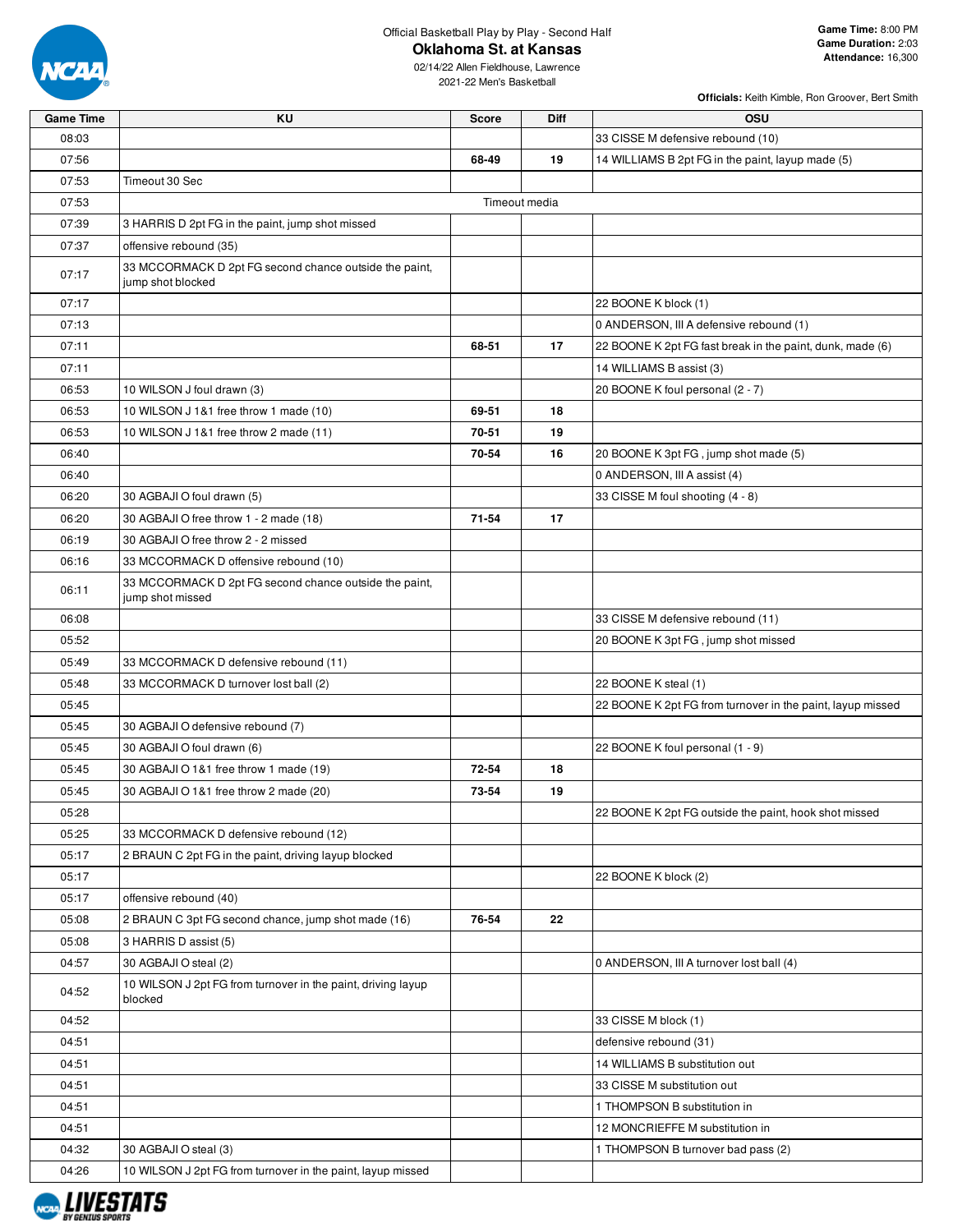Official Basketball Play by Play - Second Half

**Oklahoma St. at Kansas**

02/14/22 Allen Fieldhouse, Lawrence

2021-22 Men's Basketball

**Game Time:** 8:00 PM
**Game Duration:** 2:03
**Attendance:** 16,300

**Officials:** Keith Kimble, Ron Groover, Bert Smith

| Game Time | KU | Score | Diff | OSU |
|---|---|---|---|---|
| 08:03 | | | | 33 CISSE M defensive rebound (10) |
| 07:56 | | 68-49 | 19 | 14 WILLIAMS B 2pt FG in the paint, layup made (5) |
| 07:53 | Timeout 30 Sec | | | |
| 07:53 | | Timeout media | | |
| 07:39 | 3 HARRIS D 2pt FG in the paint, jump shot missed | | | |
| 07:37 | offensive rebound (35) | | | |
| 07:17 | 33 MCCORMACK D 2pt FG second chance outside the paint, jump shot blocked | | | |
| 07:17 | | | | 22 BOONE K block (1) |
| 07:13 | | | | 0 ANDERSON, III A defensive rebound (1) |
| 07:11 | | 68-51 | 17 | 22 BOONE K 2pt FG fast break in the paint, dunk, made (6) |
| 07:11 | | | | 14 WILLIAMS B assist (3) |
| 06:53 | 10 WILSON J foul drawn (3) | | | 20 BOONE K foul personal (2 - 7) |
| 06:53 | 10 WILSON J 1&1 free throw 1 made (10) | 69-51 | 18 | |
| 06:53 | 10 WILSON J 1&1 free throw 2 made (11) | 70-51 | 19 | |
| 06:40 | | 70-54 | 16 | 20 BOONE K 3pt FG , jump shot made (5) |
| 06:40 | | | | 0 ANDERSON, III A assist (4) |
| 06:20 | 30 AGBAJI O foul drawn (5) | | | 33 CISSE M foul shooting (4 - 8) |
| 06:20 | 30 AGBAJI O free throw 1 - 2 made (18) | 71-54 | 17 | |
| 06:19 | 30 AGBAJI O free throw 2 - 2 missed | | | |
| 06:16 | 33 MCCORMACK D offensive rebound (10) | | | |
| 06:11 | 33 MCCORMACK D 2pt FG second chance outside the paint, jump shot missed | | | |
| 06:08 | | | | 33 CISSE M defensive rebound (11) |
| 05:52 | | | | 20 BOONE K 3pt FG , jump shot missed |
| 05:49 | 33 MCCORMACK D defensive rebound (11) | | | |
| 05:48 | 33 MCCORMACK D turnover lost ball (2) | | | 22 BOONE K steal (1) |
| 05:45 | | | | 22 BOONE K 2pt FG from turnover in the paint, layup missed |
| 05:45 | 30 AGBAJI O defensive rebound (7) | | | |
| 05:45 | 30 AGBAJI O foul drawn (6) | | | 22 BOONE K foul personal (1 - 9) |
| 05:45 | 30 AGBAJI O 1&1 free throw 1 made (19) | 72-54 | 18 | |
| 05:45 | 30 AGBAJI O 1&1 free throw 2 made (20) | 73-54 | 19 | |
| 05:28 | | | | 22 BOONE K 2pt FG outside the paint, hook shot missed |
| 05:25 | 33 MCCORMACK D defensive rebound (12) | | | |
| 05:17 | 2 BRAUN C 2pt FG in the paint, driving layup blocked | | | |
| 05:17 | | | | 22 BOONE K block (2) |
| 05:17 | offensive rebound (40) | | | |
| 05:08 | 2 BRAUN C 3pt FG second chance, jump shot made (16) | 76-54 | 22 | |
| 05:08 | 3 HARRIS D assist (5) | | | |
| 04:57 | 30 AGBAJI O steal (2) | | | 0 ANDERSON, III A turnover lost ball (4) |
| 04:52 | 10 WILSON J 2pt FG from turnover in the paint, driving layup blocked | | | |
| 04:52 | | | | 33 CISSE M block (1) |
| 04:51 | | | | defensive rebound (31) |
| 04:51 | | | | 14 WILLIAMS B substitution out |
| 04:51 | | | | 33 CISSE M substitution out |
| 04:51 | | | | 1 THOMPSON B substitution in |
| 04:51 | | | | 12 MONCRIEFFE M substitution in |
| 04:32 | 30 AGBAJI O steal (3) | | | 1 THOMPSON B turnover bad pass (2) |
| 04:26 | 10 WILSON J 2pt FG from turnover in the paint, layup missed | | | |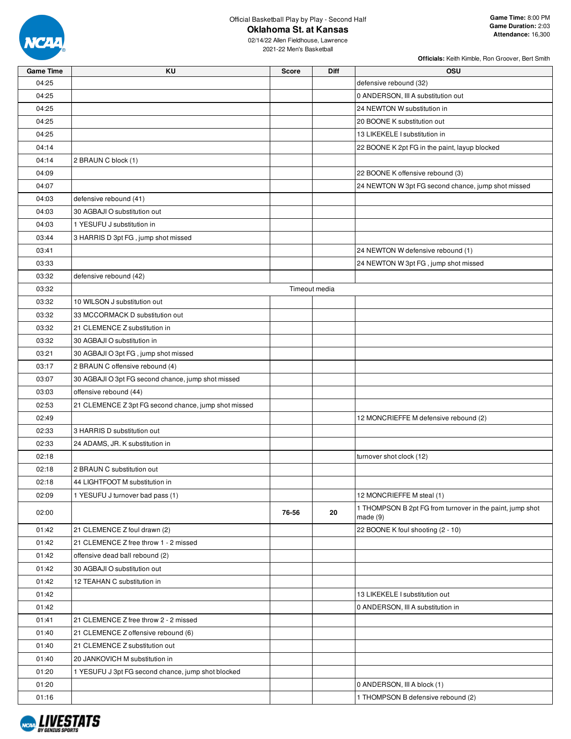Official Basketball Play by Play - Second Half

# Oklahoma St. at Kansas

02/14/22 Allen Fieldhouse, Lawrence
2021-22 Men's Basketball

**Game Time:** 8:00 PM
**Game Duration:** 2:03
**Attendance:** 16,300

**Officials:** Keith Kimble, Ron Groover, Bert Smith

| Game Time | KU | Score | Diff | OSU |
|---|---|---|---|---|
| 04:25 | | | | defensive rebound (32) |
| 04:25 | | | | 0 ANDERSON, III A substitution out |
| 04:25 | | | | 24 NEWTON W substitution in |
| 04:25 | | | | 20 BOONE K substitution out |
| 04:25 | | | | 13 LIKEKELE I substitution in |
| 04:14 | | | | 22 BOONE K 2pt FG in the paint, layup blocked |
| 04:14 | 2 BRAUN C block (1) | | | |
| 04:09 | | | | 22 BOONE K offensive rebound (3) |
| 04:07 | | | | 24 NEWTON W 3pt FG second chance, jump shot missed |
| 04:03 | defensive rebound (41) | | | |
| 04:03 | 30 AGBAJI O substitution out | | | |
| 04:03 | 1 YESUFU J substitution in | | | |
| 03:44 | 3 HARRIS D 3pt FG , jump shot missed | | | |
| 03:41 | | | | 24 NEWTON W defensive rebound (1) |
| 03:33 | | | | 24 NEWTON W 3pt FG , jump shot missed |
| 03:32 | defensive rebound (42) | | | |
| 03:32 | | Timeout media | | |
| 03:32 | 10 WILSON J substitution out | | | |
| 03:32 | 33 MCCORMACK D substitution out | | | |
| 03:32 | 21 CLEMENCE Z substitution in | | | |
| 03:32 | 30 AGBAJI O substitution in | | | |
| 03:21 | 30 AGBAJI O 3pt FG , jump shot missed | | | |
| 03:17 | 2 BRAUN C offensive rebound (4) | | | |
| 03:07 | 30 AGBAJI O 3pt FG second chance, jump shot missed | | | |
| 03:03 | offensive rebound (44) | | | |
| 02:53 | 21 CLEMENCE Z 3pt FG second chance, jump shot missed | | | |
| 02:49 | | | | 12 MONCRIEFFE M defensive rebound (2) |
| 02:33 | 3 HARRIS D substitution out | | | |
| 02:33 | 24 ADAMS, JR. K substitution in | | | |
| 02:18 | | | | turnover shot clock (12) |
| 02:18 | 2 BRAUN C substitution out | | | |
| 02:18 | 44 LIGHTFOOT M substitution in | | | |
| 02:09 | 1 YESUFU J turnover bad pass (1) | | | 12 MONCRIEFFE M steal (1) |
| 02:00 | | 76-56 | 20 | 1 THOMPSON B 2pt FG from turnover in the paint, jump shot made (9) |
| 01:42 | 21 CLEMENCE Z foul drawn (2) | | | 22 BOONE K foul shooting (2 - 10) |
| 01:42 | 21 CLEMENCE Z free throw 1 - 2 missed | | | |
| 01:42 | offensive dead ball rebound (2) | | | |
| 01:42 | 30 AGBAJI O substitution out | | | |
| 01:42 | 12 TEAHAN C substitution in | | | |
| 01:42 | | | | 13 LIKEKELE I substitution out |
| 01:42 | | | | 0 ANDERSON, III A substitution in |
| 01:41 | 21 CLEMENCE Z free throw 2 - 2 missed | | | |
| 01:40 | 21 CLEMENCE Z offensive rebound (6) | | | |
| 01:40 | 21 CLEMENCE Z substitution out | | | |
| 01:40 | 20 JANKOVICH M substitution in | | | |
| 01:20 | 1 YESUFU J 3pt FG second chance, jump shot blocked | | | |
| 01:20 | | | | 0 ANDERSON, III A block (1) |
| 01:16 | | | | 1 THOMPSON B defensive rebound (2) |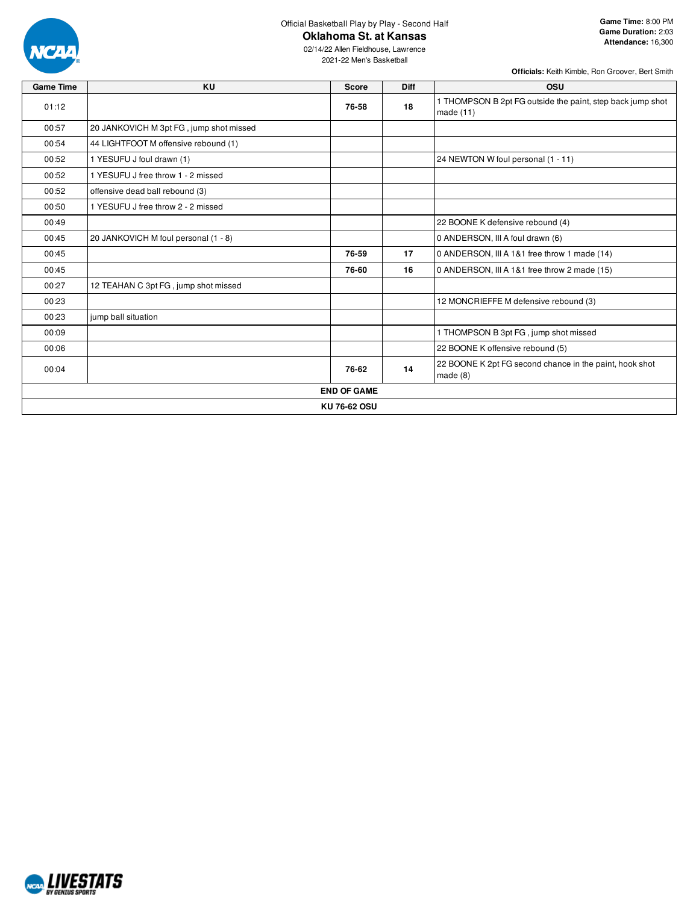Official Basketball Play by Play - Second Half

# Oklahoma St. at Kansas

02/14/22 Allen Fieldhouse, Lawrence
2021-22 Men's Basketball

**Game Time:** 8:00 PM
**Game Duration:** 2:03
**Attendance:** 16,300

**Officials:** Keith Kimble, Ron Groover, Bert Smith

| Game Time | KU | Score | Diff | OSU |
|---|---|---|---|---|
| 01:12 | | 76-58 | 18 | 1 THOMPSON B 2pt FG outside the paint, step back jump shot made (11) |
| 00:57 | 20 JANKOVICH M 3pt FG , jump shot missed | | | |
| 00:54 | 44 LIGHTFOOT M offensive rebound (1) | | | |
| 00:52 | 1 YESUFU J foul drawn (1) | | | 24 NEWTON W foul personal (1 - 11) |
| 00:52 | 1 YESUFU J free throw 1 - 2 missed | | | |
| 00:52 | offensive dead ball rebound (3) | | | |
| 00:50 | 1 YESUFU J free throw 2 - 2 missed | | | |
| 00:49 | | | | 22 BOONE K defensive rebound (4) |
| 00:45 | 20 JANKOVICH M foul personal (1 - 8) | | | 0 ANDERSON, III A foul drawn (6) |
| 00:45 | | 76-59 | 17 | 0 ANDERSON, III A 1&1 free throw 1 made (14) |
| 00:45 | | 76-60 | 16 | 0 ANDERSON, III A 1&1 free throw 2 made (15) |
| 00:27 | 12 TEAHAN C 3pt FG , jump shot missed | | | |
| 00:23 | | | | 12 MONCRIEFFE M defensive rebound (3) |
| 00:23 | jump ball situation | | | |
| 00:09 | | | | 1 THOMPSON B 3pt FG , jump shot missed |
| 00:06 | | | | 22 BOONE K offensive rebound (5) |
| 00:04 | | 76-62 | 14 | 22 BOONE K 2pt FG second chance in the paint, hook shot made (8) |
| **END OF GAME** | | | | |
| **KU 76-62 OSU** | | | | |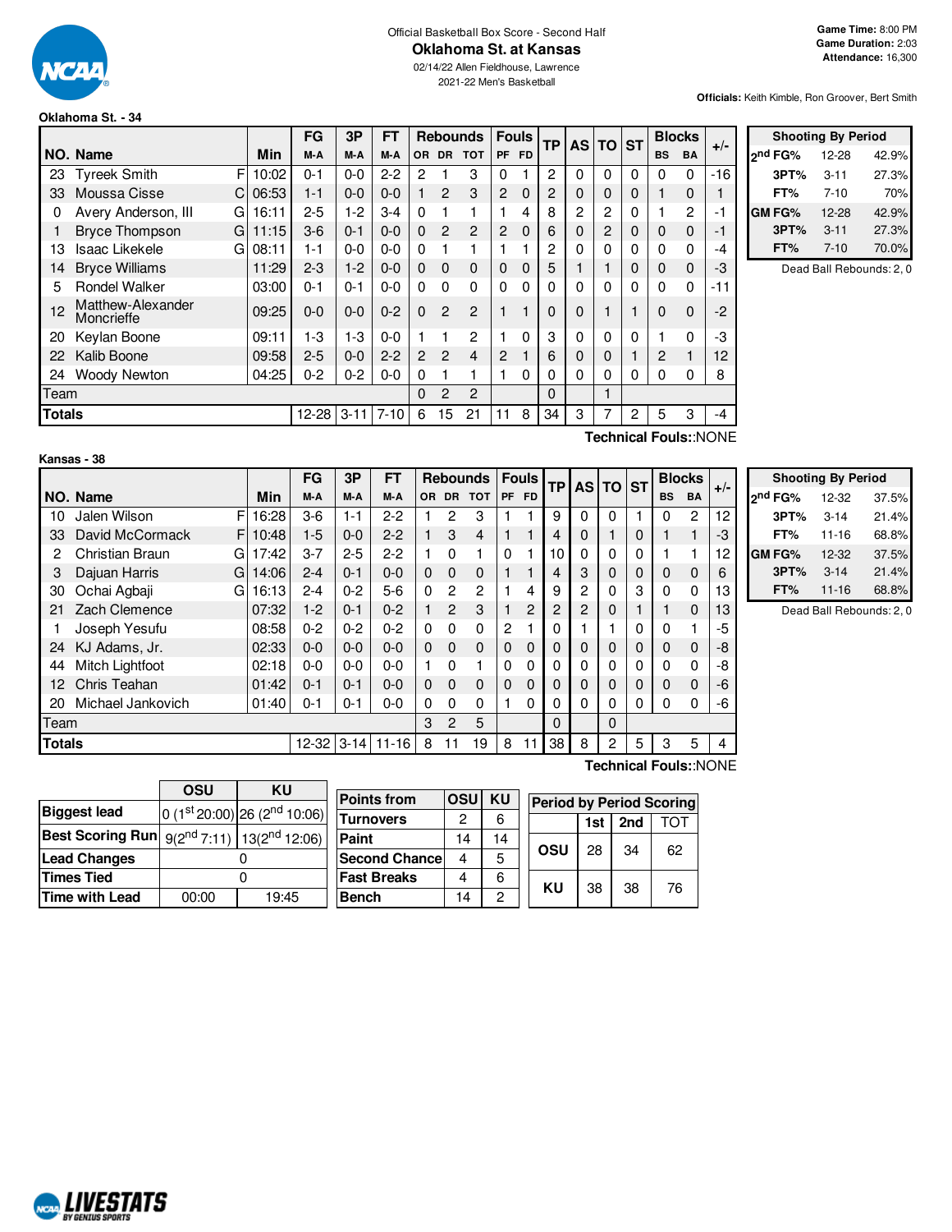Official Basketball Box Score - Second Half

# Oklahoma St. at Kansas

02/14/22 Allen Fieldhouse, Lawrence

2021-22 Men's Basketball

**Game Time:** 8:00 PM
**Game Duration:** 2:03
**Attendance:** 16,300

**Officials:** Keith Kimble, Ron Groover, Bert Smith

### Oklahoma St. - 34

| NO. | Name | | Min | FG M-A | 3P M-A | FT M-A | Rebounds OR | DR | TOT | Fouls PF | FD | TP | AS | TO | ST | Blocks BS | BA | +/- |
|---|---|---|---|---|---|---|---|---|---|---|---|---|---|---|---|---|---|---|
| 23 | Tyreek Smith | F | 10:02 | 0-1 | 0-0 | 2-2 | 2 | 1 | 3 | 0 | 1 | 2 | 0 | 0 | 0 | 0 | 0 | -16 |
| 33 | Moussa Cisse | C | 06:53 | 1-1 | 0-0 | 0-0 | 1 | 2 | 3 | 2 | 0 | 2 | 0 | 0 | 0 | 1 | 0 | 1 |
| 0 | Avery Anderson, III | G | 16:11 | 2-5 | 1-2 | 3-4 | 0 | 1 | 1 | 1 | 4 | 8 | 2 | 2 | 0 | 1 | 2 | -1 |
| 1 | Bryce Thompson | G | 11:15 | 3-6 | 0-1 | 0-0 | 0 | 2 | 2 | 2 | 0 | 6 | 0 | 2 | 0 | 0 | 0 | -1 |
| 13 | Isaac Likekele | G | 08:11 | 1-1 | 0-0 | 0-0 | 0 | 1 | 1 | 1 | 1 | 2 | 0 | 0 | 0 | 0 | 0 | -4 |
| 14 | Bryce Williams | | 11:29 | 2-3 | 1-2 | 0-0 | 0 | 0 | 0 | 0 | 0 | 5 | 1 | 1 | 0 | 0 | 0 | -3 |
| 5 | Rondel Walker | | 03:00 | 0-1 | 0-1 | 0-0 | 0 | 0 | 0 | 0 | 0 | 0 | 0 | 0 | 0 | 0 | 0 | -11 |
| 12 | Matthew-Alexander Moncrieffe | | 09:25 | 0-0 | 0-0 | 0-2 | 0 | 2 | 2 | 1 | 1 | 0 | 0 | 1 | 1 | 0 | 0 | -2 |
| 20 | Keylan Boone | | 09:11 | 1-3 | 1-3 | 0-0 | 1 | 1 | 2 | 1 | 0 | 3 | 0 | 0 | 0 | 1 | 0 | -3 |
| 22 | Kalib Boone | | 09:58 | 2-5 | 0-0 | 2-2 | 2 | 2 | 4 | 2 | 1 | 6 | 0 | 0 | 1 | 2 | 1 | 12 |
| 24 | Woody Newton | | 04:25 | 0-2 | 0-2 | 0-0 | 0 | 1 | 1 | 1 | 0 | 0 | 0 | 0 | 0 | 0 | 0 | 8 |
| | Team | | | | | | 0 | 2 | 2 | | | 0 | | 1 | | | | |
| | **Totals** | | | 12-28 | 3-11 | 7-10 | 6 | 15 | 21 | 11 | 8 | 34 | 3 | 7 | 2 | 5 | 3 | -4 |

**Technical Fouls::NONE**

| Shooting By Period | | |
|---|---|---|
| 2nd FG% | 12-28 | 42.9% |
| 3PT% | 3-11 | 27.3% |
| FT% | 7-10 | 70% |
| GM FG% | 12-28 | 42.9% |
| 3PT% | 3-11 | 27.3% |
| FT% | 7-10 | 70.0% |

Dead Ball Rebounds: 2, 0

### Kansas - 38

| NO. | Name | | Min | FG M-A | 3P M-A | FT M-A | Rebounds OR | DR | TOT | Fouls PF | FD | TP | AS | TO | ST | Blocks BS | BA | +/- |
|---|---|---|---|---|---|---|---|---|---|---|---|---|---|---|---|---|---|---|
| 10 | Jalen Wilson | F | 16:28 | 3-6 | 1-1 | 2-2 | 1 | 2 | 3 | 1 | 1 | 9 | 0 | 0 | 1 | 0 | 2 | 12 |
| 33 | David McCormack | F | 10:48 | 1-5 | 0-0 | 2-2 | 1 | 3 | 4 | 1 | 1 | 4 | 0 | 1 | 0 | 1 | 1 | -3 |
| 2 | Christian Braun | G | 17:42 | 3-7 | 2-5 | 2-2 | 1 | 0 | 1 | 0 | 1 | 10 | 0 | 0 | 0 | 1 | 1 | 12 |
| 3 | Dajuan Harris | G | 14:06 | 2-4 | 0-1 | 0-0 | 0 | 0 | 0 | 1 | 1 | 4 | 3 | 0 | 0 | 0 | 0 | 6 |
| 30 | Ochai Agbaji | G | 16:13 | 2-4 | 0-2 | 5-6 | 0 | 2 | 2 | 1 | 4 | 9 | 2 | 0 | 3 | 0 | 0 | 13 |
| 21 | Zach Clemence | | 07:32 | 1-2 | 0-1 | 0-2 | 1 | 2 | 3 | 1 | 2 | 2 | 2 | 0 | 1 | 1 | 0 | 13 |
| 1 | Joseph Yesufu | | 08:58 | 0-2 | 0-2 | 0-2 | 0 | 0 | 0 | 2 | 1 | 0 | 1 | 1 | 0 | 0 | 1 | -5 |
| 24 | KJ Adams, Jr. | | 02:33 | 0-0 | 0-0 | 0-0 | 0 | 0 | 0 | 0 | 0 | 0 | 0 | 0 | 0 | 0 | 0 | -8 |
| 44 | Mitch Lightfoot | | 02:18 | 0-0 | 0-0 | 0-0 | 1 | 0 | 1 | 0 | 0 | 0 | 0 | 0 | 0 | 0 | 0 | -8 |
| 12 | Chris Teahan | | 01:42 | 0-1 | 0-1 | 0-0 | 0 | 0 | 0 | 0 | 0 | 0 | 0 | 0 | 0 | 0 | 0 | -6 |
| 20 | Michael Jankovich | | 01:40 | 0-1 | 0-1 | 0-0 | 0 | 0 | 0 | 1 | 0 | 0 | 0 | 0 | 0 | 0 | 0 | -6 |
| | Team | | | | | | 3 | 2 | 5 | | | 0 | | 0 | | | | |
| | **Totals** | | | 12-32 | 3-14 | 11-16 | 8 | 11 | 19 | 8 | 11 | 38 | 8 | 2 | 5 | 3 | 5 | 4 |

**Technical Fouls::NONE**

| Shooting By Period | | |
|---|---|---|
| 2nd FG% | 12-32 | 37.5% |
| 3PT% | 3-14 | 21.4% |
| FT% | 11-16 | 68.8% |
| GM FG% | 12-32 | 37.5% |
| 3PT% | 3-14 | 21.4% |
| FT% | 11-16 | 68.8% |

Dead Ball Rebounds: 2, 0

| | OSU | KU |
|---|---|---|
| Biggest lead | 0 (1st 20:00) | 26 (2nd 10:06) |
| Best Scoring Run | 9(2nd 7:11) | 13(2nd 12:06) |
| Lead Changes | 0 | |
| Times Tied | 0 | |
| Time with Lead | 00:00 | 19:45 |

| Points from | OSU | KU |
|---|---|---|
| Turnovers | 2 | 6 |
| Paint | 14 | 14 |
| Second Chance | 4 | 5 |
| Fast Breaks | 4 | 6 |
| Bench | 14 | 2 |

| Period by Period Scoring | 1st | 2nd | TOT |
|---|---|---|---|
| OSU | 28 | 34 | 62 |
| KU | 38 | 38 | 76 |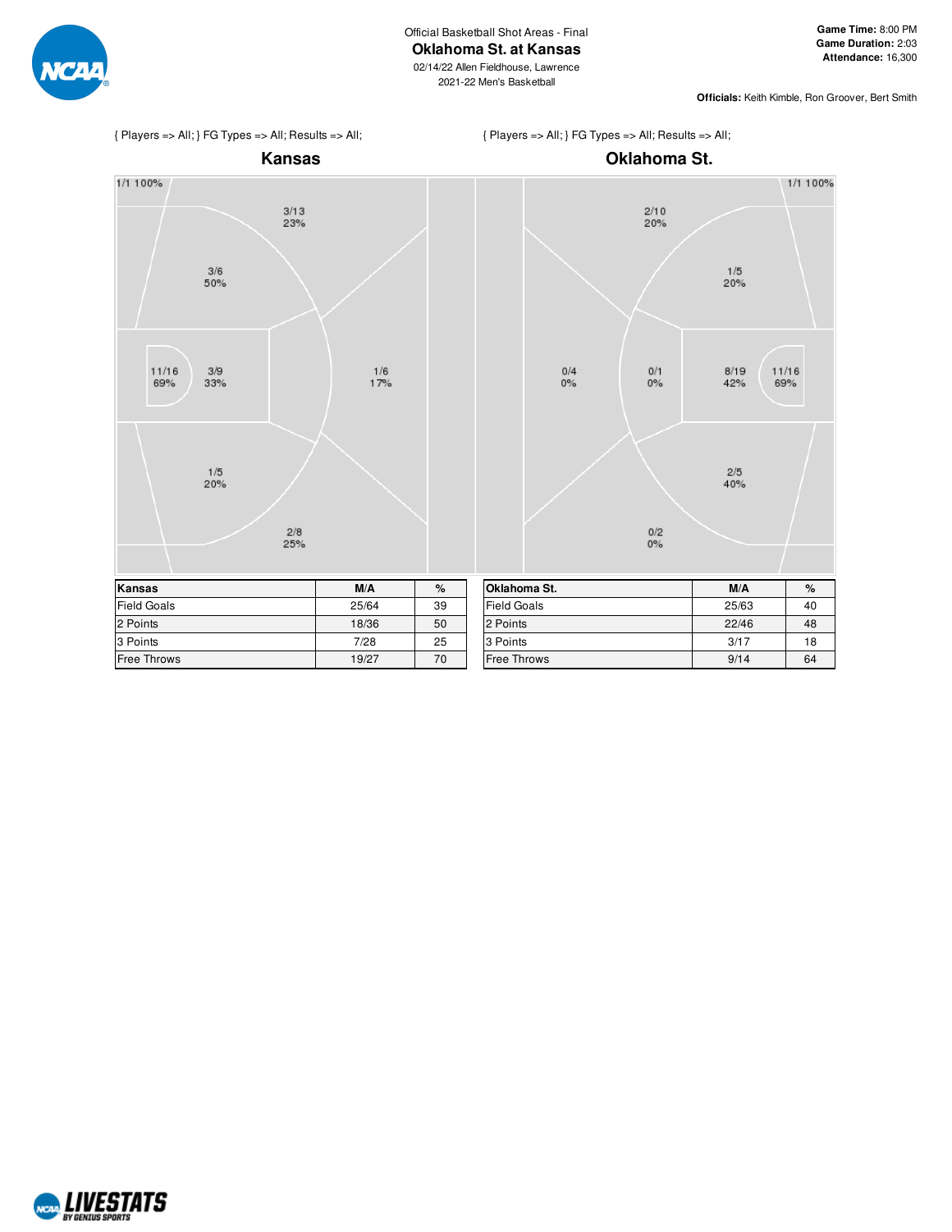Official Basketball Shot Areas - Final

# Oklahoma St. at Kansas

02/14/22 Allen Fieldhouse, Lawrence
2021-22 Men's Basketball

**Game Time:** 8:00 PM
**Game Duration:** 2:03
**Attendance:** 16,300

**Officials:** Keith Kimble, Ron Groover, Bert Smith

{ Players => All; } FG Types => All; Results => All;

## Kansas

1/1 100%
3/13 23%
3/6 50%
11/16 69%
3/9 33%
1/6 17%
1/5 20%
2/8 25%

| Kansas | M/A | % |
|---|---|---|
| Field Goals | 25/64 | 39 |
| 2 Points | 18/36 | 50 |
| 3 Points | 7/28 | 25 |
| Free Throws | 19/27 | 70 |

{ Players => All; } FG Types => All; Results => All;

## Oklahoma St.

1/1 100%
2/10 20%
1/5 20%
0/4 0%
0/1 0%
8/19 42%
11/16 69%
2/5 40%
0/2 0%

| Oklahoma St. | M/A | % |
|---|---|---|
| Field Goals | 25/63 | 40 |
| 2 Points | 22/46 | 48 |
| 3 Points | 3/17 | 18 |
| Free Throws | 9/14 | 64 |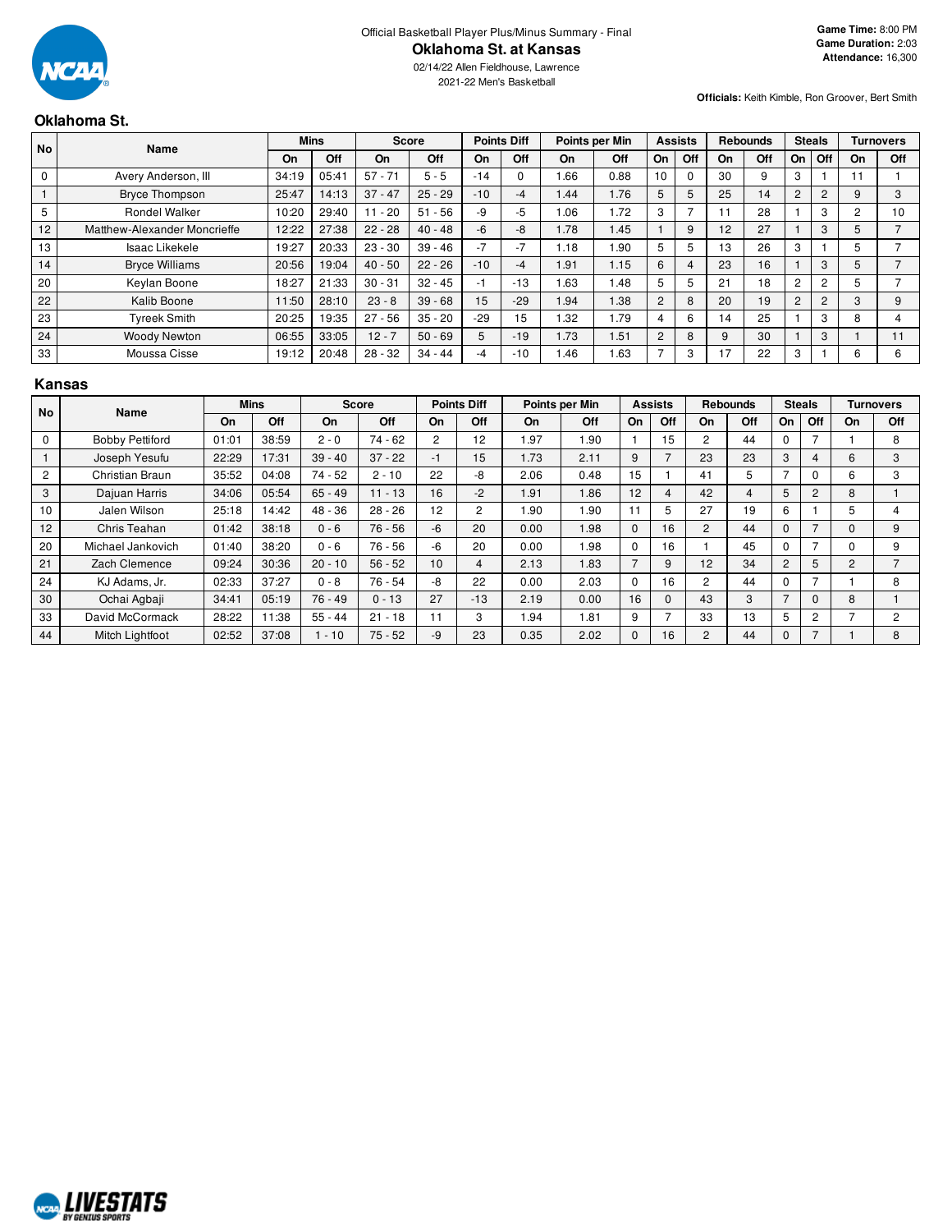Official Basketball Player Plus/Minus Summary - Final

# Oklahoma St. at Kansas

02/14/22 Allen Fieldhouse, Lawrence

2021-22 Men's Basketball

**Game Time:** 8:00 PM
**Game Duration:** 2:03
**Attendance:** 16,300

**Officials:** Keith Kimble, Ron Groover, Bert Smith

## Oklahoma St.

| No | Name | Mins | | Score | | Points Diff | | Points per Min | | Assists | | Rebounds | | Steals | | Turnovers | |
|---|---|---|---|---|---|---|---|---|---|---|---|---|---|---|---|---|---|
| | | On | Off | On | Off | On | Off | On | Off | On | Off | On | Off | On | Off | On | Off |
| 0 | Avery Anderson, III | 34:19 | 05:41 | 57 - 71 | 5 - 5 | -14 | 0 | 1.66 | 0.88 | 10 | 0 | 30 | 9 | 3 | 1 | 11 | 1 |
| 1 | Bryce Thompson | 25:47 | 14:13 | 37 - 47 | 25 - 29 | -10 | -4 | 1.44 | 1.76 | 5 | 5 | 25 | 14 | 2 | 2 | 9 | 3 |
| 5 | Rondel Walker | 10:20 | 29:40 | 11 - 20 | 51 - 56 | -9 | -5 | 1.06 | 1.72 | 3 | 7 | 11 | 28 | 1 | 3 | 2 | 10 |
| 12 | Matthew-Alexander Moncrieffe | 12:22 | 27:38 | 22 - 28 | 40 - 48 | -6 | -8 | 1.78 | 1.45 | 1 | 9 | 12 | 27 | 1 | 3 | 5 | 7 |
| 13 | Isaac Likekele | 19:27 | 20:33 | 23 - 30 | 39 - 46 | -7 | -7 | 1.18 | 1.90 | 5 | 5 | 13 | 26 | 3 | 1 | 5 | 7 |
| 14 | Bryce Williams | 20:56 | 19:04 | 40 - 50 | 22 - 26 | -10 | -4 | 1.91 | 1.15 | 6 | 4 | 23 | 16 | 1 | 3 | 5 | 7 |
| 20 | Keylan Boone | 18:27 | 21:33 | 30 - 31 | 32 - 45 | -1 | -13 | 1.63 | 1.48 | 5 | 5 | 21 | 18 | 2 | 2 | 5 | 7 |
| 22 | Kalib Boone | 11:50 | 28:10 | 23 - 8 | 39 - 68 | 15 | -29 | 1.94 | 1.38 | 2 | 8 | 20 | 19 | 2 | 2 | 3 | 9 |
| 23 | Tyreek Smith | 20:25 | 19:35 | 27 - 56 | 35 - 20 | -29 | 15 | 1.32 | 1.79 | 4 | 6 | 14 | 25 | 1 | 3 | 8 | 4 |
| 24 | Woody Newton | 06:55 | 33:05 | 12 - 7 | 50 - 69 | 5 | -19 | 1.73 | 1.51 | 2 | 8 | 9 | 30 | 1 | 3 | 1 | 11 |
| 33 | Moussa Cisse | 19:12 | 20:48 | 28 - 32 | 34 - 44 | -4 | -10 | 1.46 | 1.63 | 7 | 3 | 17 | 22 | 3 | 1 | 6 | 6 |

## Kansas

| No | Name | Mins | | Score | | Points Diff | | Points per Min | | Assists | | Rebounds | | Steals | | Turnovers | |
|---|---|---|---|---|---|---|---|---|---|---|---|---|---|---|---|---|---|
| | | On | Off | On | Off | On | Off | On | Off | On | Off | On | Off | On | Off | On | Off |
| 0 | Bobby Pettiford | 01:01 | 38:59 | 2 - 0 | 74 - 62 | 2 | 12 | 1.97 | 1.90 | 1 | 15 | 2 | 44 | 0 | 7 | 1 | 8 |
| 1 | Joseph Yesufu | 22:29 | 17:31 | 39 - 40 | 37 - 22 | -1 | 15 | 1.73 | 2.11 | 9 | 7 | 23 | 23 | 3 | 4 | 6 | 3 |
| 2 | Christian Braun | 35:52 | 04:08 | 74 - 52 | 2 - 10 | 22 | -8 | 2.06 | 0.48 | 15 | 1 | 41 | 5 | 7 | 0 | 6 | 3 |
| 3 | Dajuan Harris | 34:06 | 05:54 | 65 - 49 | 11 - 13 | 16 | -2 | 1.91 | 1.86 | 12 | 4 | 42 | 4 | 5 | 2 | 8 | 1 |
| 10 | Jalen Wilson | 25:18 | 14:42 | 48 - 36 | 28 - 26 | 12 | 2 | 1.90 | 1.90 | 11 | 5 | 27 | 19 | 6 | 1 | 5 | 4 |
| 12 | Chris Teahan | 01:42 | 38:18 | 0 - 6 | 76 - 56 | -6 | 20 | 0.00 | 1.98 | 0 | 16 | 2 | 44 | 0 | 7 | 0 | 9 |
| 20 | Michael Jankovich | 01:40 | 38:20 | 0 - 6 | 76 - 56 | -6 | 20 | 0.00 | 1.98 | 0 | 16 | 1 | 45 | 0 | 7 | 0 | 9 |
| 21 | Zach Clemence | 09:24 | 30:36 | 20 - 10 | 56 - 52 | 10 | 4 | 2.13 | 1.83 | 7 | 9 | 12 | 34 | 2 | 5 | 2 | 7 |
| 24 | KJ Adams, Jr. | 02:33 | 37:27 | 0 - 8 | 76 - 54 | -8 | 22 | 0.00 | 2.03 | 0 | 16 | 2 | 44 | 0 | 7 | 1 | 8 |
| 30 | Ochai Agbaji | 34:41 | 05:19 | 76 - 49 | 0 - 13 | 27 | -13 | 2.19 | 0.00 | 16 | 0 | 43 | 3 | 7 | 0 | 8 | 1 |
| 33 | David McCormack | 28:22 | 11:38 | 55 - 44 | 21 - 18 | 11 | 3 | 1.94 | 1.81 | 9 | 7 | 33 | 13 | 5 | 2 | 7 | 2 |
| 44 | Mitch Lightfoot | 02:52 | 37:08 | 1 - 10 | 75 - 52 | -9 | 23 | 0.35 | 2.02 | 0 | 16 | 2 | 44 | 0 | 7 | 1 | 8 |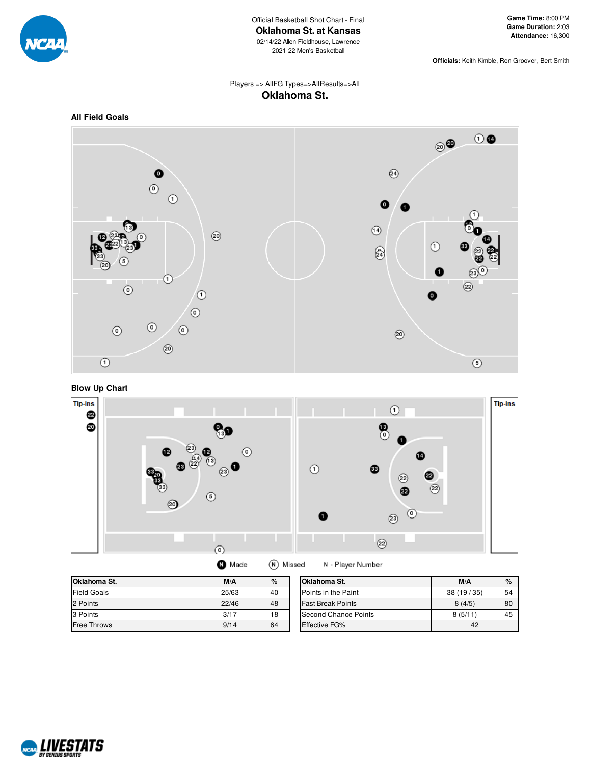Official Basketball Shot Chart - Final

# Oklahoma St. at Kansas

02/14/22 Allen Fieldhouse, Lawrence

2021-22 Men's Basketball

**Game Time:** 8:00 PM
**Game Duration:** 2:03
**Attendance:** 16,300

**Officials:** Keith Kimble, Ron Groover, Bert Smith

Players => AllFG Types=>AllResults=>All

## Oklahoma St.

### All Field Goals

### Blow Up Chart

Tip-ins

Made | Missed | N - Player Number

| Oklahoma St. | M/A | % |
|---|---|---|
| Field Goals | 25/63 | 40 |
| 2 Points | 22/46 | 48 |
| 3 Points | 3/17 | 18 |
| Free Throws | 9/14 | 64 |

| Oklahoma St. | M/A | % |
|---|---|---|
| Points in the Paint | 38 (19 / 35) | 54 |
| Fast Break Points | 8 (4/5) | 80 |
| Second Chance Points | 8 (5/11) | 45 |
| Effective FG% | 42 | |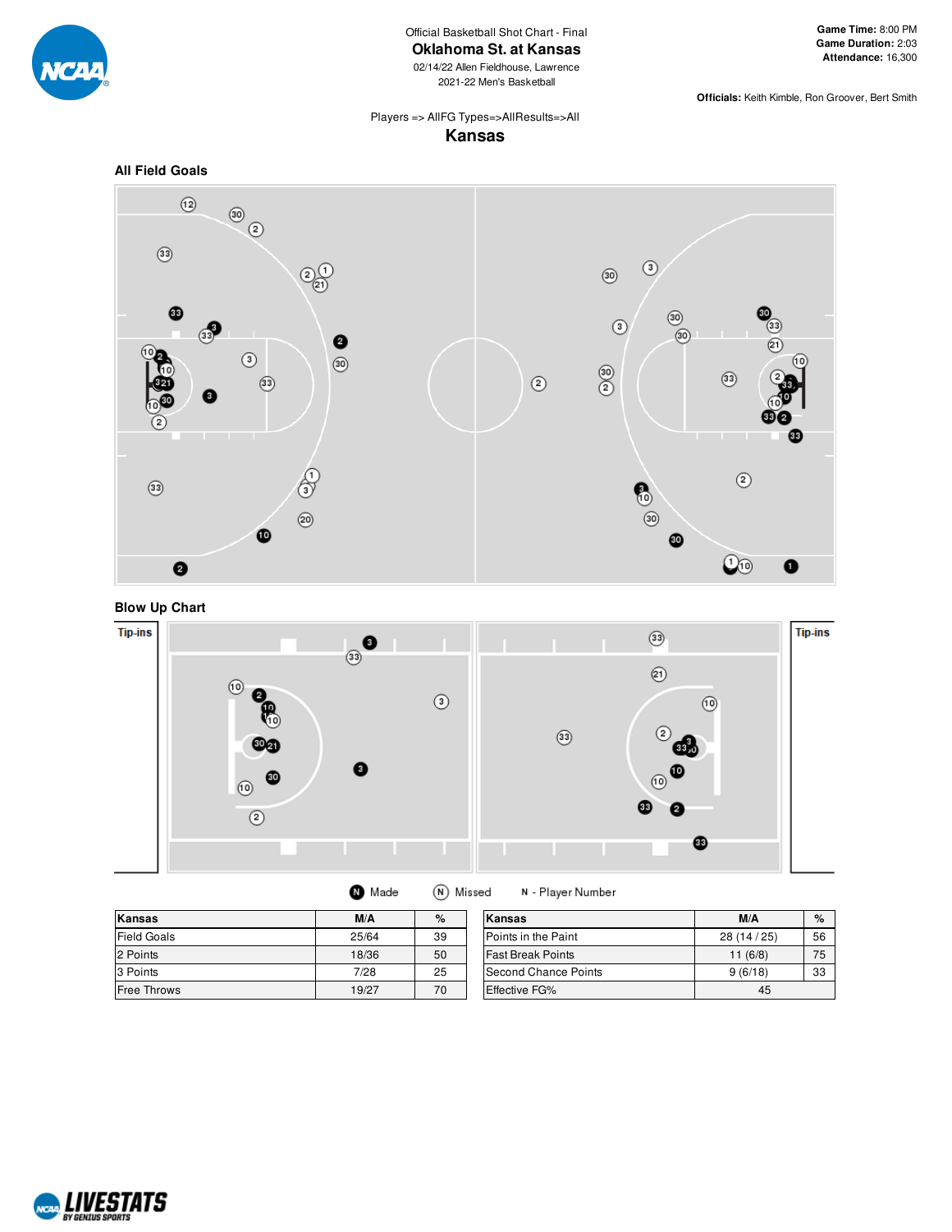Official Basketball Shot Chart - Final

# Oklahoma St. at Kansas

02/14/22 Allen Fieldhouse, Lawrence

2021-22 Men's Basketball

**Game Time:** 8:00 PM
**Game Duration:** 2:03
**Attendance:** 16,300

**Officials:** Keith Kimble, Ron Groover, Bert Smith

Players => AllFG Types=>AllResults=>All

## Kansas

### All Field Goals

### Blow Up Chart

Tip-ins

Tip-ins

Made — Missed — N - Player Number

| Kansas | M/A | % |
|---|---|---|
| Field Goals | 25/64 | 39 |
| 2 Points | 18/36 | 50 |
| 3 Points | 7/28 | 25 |
| Free Throws | 19/27 | 70 |

| Kansas | M/A | % |
|---|---|---|
| Points in the Paint | 28 (14 / 25) | 56 |
| Fast Break Points | 11 (6/8) | 75 |
| Second Chance Points | 9 (6/18) | 33 |
| Effective FG% | 45 | |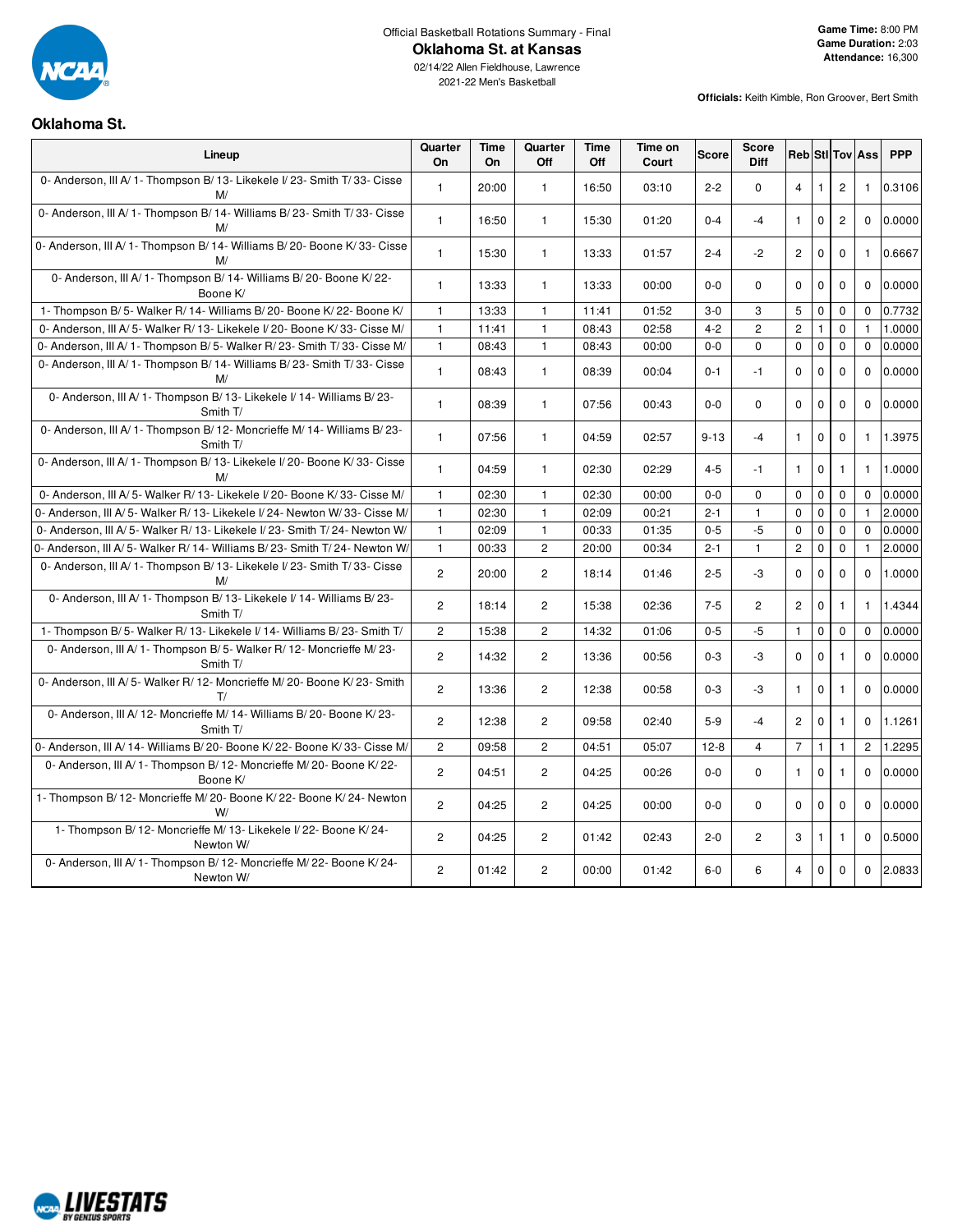Official Basketball Rotations Summary - Final

# Oklahoma St. at Kansas

02/14/22 Allen Fieldhouse, Lawrence

2021-22 Men's Basketball

**Game Time:** 8:00 PM
**Game Duration:** 2:03
**Attendance:** 16,300

**Officials:** Keith Kimble, Ron Groover, Bert Smith

## Oklahoma St.

| Lineup | Quarter On | Time On | Quarter Off | Time Off | Time on Court | Score | Score Diff | Reb | Stl | Tov | Ass | PPP |
|---|---|---|---|---|---|---|---|---|---|---|---|---|
| 0- Anderson, III A/ 1- Thompson B/ 13- Likekele I/ 23- Smith T/ 33- Cisse M/ | 1 | 20:00 | 1 | 16:50 | 03:10 | 2-2 | 0 | 4 | 1 | 2 | 1 | 0.3106 |
| 0- Anderson, III A/ 1- Thompson B/ 14- Williams B/ 23- Smith T/ 33- Cisse M/ | 1 | 16:50 | 1 | 15:30 | 01:20 | 0-4 | -4 | 1 | 0 | 2 | 0 | 0.0000 |
| 0- Anderson, III A/ 1- Thompson B/ 14- Williams B/ 20- Boone K/ 33- Cisse M/ | 1 | 15:30 | 1 | 13:33 | 01:57 | 2-4 | -2 | 2 | 0 | 0 | 1 | 0.6667 |
| 0- Anderson, III A/ 1- Thompson B/ 14- Williams B/ 20- Boone K/ 22- Boone K/ | 1 | 13:33 | 1 | 13:33 | 00:00 | 0-0 | 0 | 0 | 0 | 0 | 0 | 0.0000 |
| 1- Thompson B/ 5- Walker R/ 14- Williams B/ 20- Boone K/ 22- Boone K/ | 1 | 13:33 | 1 | 11:41 | 01:52 | 3-0 | 3 | 5 | 0 | 0 | 0 | 0.7732 |
| 0- Anderson, III A/ 5- Walker R/ 13- Likekele I/ 20- Boone K/ 33- Cisse M/ | 1 | 11:41 | 1 | 08:43 | 02:58 | 4-2 | 2 | 2 | 1 | 0 | 1 | 1.0000 |
| 0- Anderson, III A/ 1- Thompson B/ 5- Walker R/ 23- Smith T/ 33- Cisse M/ | 1 | 08:43 | 1 | 08:43 | 00:00 | 0-0 | 0 | 0 | 0 | 0 | 0 | 0.0000 |
| 0- Anderson, III A/ 1- Thompson B/ 14- Williams B/ 23- Smith T/ 33- Cisse M/ | 1 | 08:43 | 1 | 08:39 | 00:04 | 0-1 | -1 | 0 | 0 | 0 | 0 | 0.0000 |
| 0- Anderson, III A/ 1- Thompson B/ 13- Likekele I/ 14- Williams B/ 23- Smith T/ | 1 | 08:39 | 1 | 07:56 | 00:43 | 0-0 | 0 | 0 | 0 | 0 | 0 | 0.0000 |
| 0- Anderson, III A/ 1- Thompson B/ 12- Moncrieffe M/ 14- Williams B/ 23- Smith T/ | 1 | 07:56 | 1 | 04:59 | 02:57 | 9-13 | -4 | 1 | 0 | 0 | 1 | 1.3975 |
| 0- Anderson, III A/ 1- Thompson B/ 13- Likekele I/ 20- Boone K/ 33- Cisse M/ | 1 | 04:59 | 1 | 02:30 | 02:29 | 4-5 | -1 | 1 | 0 | 1 | 1 | 1.0000 |
| 0- Anderson, III A/ 5- Walker R/ 13- Likekele I/ 20- Boone K/ 33- Cisse M/ | 1 | 02:30 | 1 | 02:30 | 00:00 | 0-0 | 0 | 0 | 0 | 0 | 0 | 0.0000 |
| 0- Anderson, III A/ 5- Walker R/ 13- Likekele I/ 24- Newton W/ 33- Cisse M/ | 1 | 02:30 | 1 | 02:09 | 00:21 | 2-1 | 1 | 0 | 0 | 0 | 1 | 2.0000 |
| 0- Anderson, III A/ 5- Walker R/ 13- Likekele I/ 23- Smith T/ 24- Newton W/ | 1 | 02:09 | 1 | 00:33 | 01:35 | 0-5 | -5 | 0 | 0 | 0 | 0 | 0.0000 |
| 0- Anderson, III A/ 5- Walker R/ 14- Williams B/ 23- Smith T/ 24- Newton W/ | 1 | 00:33 | 2 | 20:00 | 00:34 | 2-1 | 1 | 2 | 0 | 0 | 1 | 2.0000 |
| 0- Anderson, III A/ 1- Thompson B/ 13- Likekele I/ 23- Smith T/ 33- Cisse M/ | 2 | 20:00 | 2 | 18:14 | 01:46 | 2-5 | -3 | 0 | 0 | 0 | 0 | 1.0000 |
| 0- Anderson, III A/ 1- Thompson B/ 13- Likekele I/ 14- Williams B/ 23- Smith T/ | 2 | 18:14 | 2 | 15:38 | 02:36 | 7-5 | 2 | 2 | 0 | 1 | 1 | 1.4344 |
| 1- Thompson B/ 5- Walker R/ 13- Likekele I/ 14- Williams B/ 23- Smith T/ | 2 | 15:38 | 2 | 14:32 | 01:06 | 0-5 | -5 | 1 | 0 | 0 | 0 | 0.0000 |
| 0- Anderson, III A/ 1- Thompson B/ 5- Walker R/ 12- Moncrieffe M/ 23- Smith T/ | 2 | 14:32 | 2 | 13:36 | 00:56 | 0-3 | -3 | 0 | 0 | 1 | 0 | 0.0000 |
| 0- Anderson, III A/ 5- Walker R/ 12- Moncrieffe M/ 20- Boone K/ 23- Smith T/ | 2 | 13:36 | 2 | 12:38 | 00:58 | 0-3 | -3 | 1 | 0 | 1 | 0 | 0.0000 |
| 0- Anderson, III A/ 12- Moncrieffe M/ 14- Williams B/ 20- Boone K/ 23- Smith T/ | 2 | 12:38 | 2 | 09:58 | 02:40 | 5-9 | -4 | 2 | 0 | 1 | 0 | 1.1261 |
| 0- Anderson, III A/ 14- Williams B/ 20- Boone K/ 22- Boone K/ 33- Cisse M/ | 2 | 09:58 | 2 | 04:51 | 05:07 | 12-8 | 4 | 7 | 1 | 1 | 2 | 1.2295 |
| 0- Anderson, III A/ 1- Thompson B/ 12- Moncrieffe M/ 20- Boone K/ 22- Boone K/ | 2 | 04:51 | 2 | 04:25 | 00:26 | 0-0 | 0 | 1 | 0 | 1 | 0 | 0.0000 |
| 1- Thompson B/ 12- Moncrieffe M/ 20- Boone K/ 22- Boone K/ 24- Newton W/ | 2 | 04:25 | 2 | 04:25 | 00:00 | 0-0 | 0 | 0 | 0 | 0 | 0 | 0.0000 |
| 1- Thompson B/ 12- Moncrieffe M/ 13- Likekele I/ 22- Boone K/ 24- Newton W/ | 2 | 04:25 | 2 | 01:42 | 02:43 | 2-0 | 2 | 3 | 1 | 1 | 0 | 0.5000 |
| 0- Anderson, III A/ 1- Thompson B/ 12- Moncrieffe M/ 22- Boone K/ 24- Newton W/ | 2 | 01:42 | 2 | 00:00 | 01:42 | 6-0 | 6 | 4 | 0 | 0 | 0 | 2.0833 |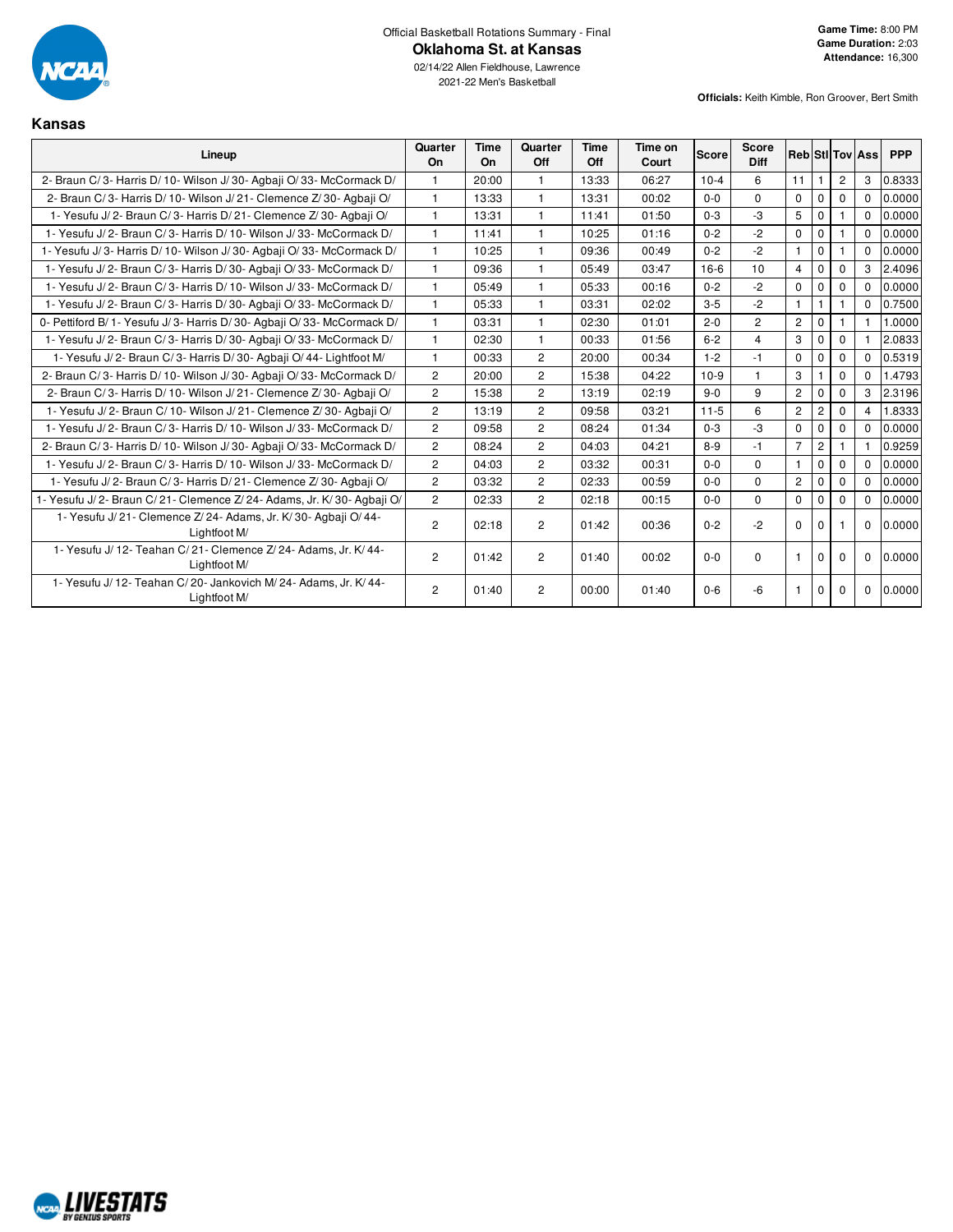Official Basketball Rotations Summary - Final

# Oklahoma St. at Kansas

02/14/22 Allen Fieldhouse, Lawrence

2021-22 Men's Basketball

**Game Time:** 8:00 PM
**Game Duration:** 2:03
**Attendance:** 16,300

**Officials:** Keith Kimble, Ron Groover, Bert Smith

## Kansas

| Lineup | Quarter On | Time On | Quarter Off | Time Off | Time on Court | Score | Score Diff | Reb | Stl | Tov | Ass | PPP |
|---|---|---|---|---|---|---|---|---|---|---|---|---|
| 2- Braun C/ 3- Harris D/ 10- Wilson J/ 30- Agbaji O/ 33- McCormack D/ | 1 | 20:00 | 1 | 13:33 | 06:27 | 10-4 | 6 | 11 | 1 | 2 | 3 | 0.8333 |
| 2- Braun C/ 3- Harris D/ 10- Wilson J/ 21- Clemence Z/ 30- Agbaji O/ | 1 | 13:33 | 1 | 13:31 | 00:02 | 0-0 | 0 | 0 | 0 | 0 | 0 | 0.0000 |
| 1- Yesufu J/ 2- Braun C/ 3- Harris D/ 21- Clemence Z/ 30- Agbaji O/ | 1 | 13:31 | 1 | 11:41 | 01:50 | 0-3 | -3 | 5 | 0 | 1 | 0 | 0.0000 |
| 1- Yesufu J/ 2- Braun C/ 3- Harris D/ 10- Wilson J/ 33- McCormack D/ | 1 | 11:41 | 1 | 10:25 | 01:16 | 0-2 | -2 | 0 | 0 | 1 | 0 | 0.0000 |
| 1- Yesufu J/ 3- Harris D/ 10- Wilson J/ 30- Agbaji O/ 33- McCormack D/ | 1 | 10:25 | 1 | 09:36 | 00:49 | 0-2 | -2 | 1 | 0 | 1 | 0 | 0.0000 |
| 1- Yesufu J/ 2- Braun C/ 3- Harris D/ 30- Agbaji O/ 33- McCormack D/ | 1 | 09:36 | 1 | 05:49 | 03:47 | 16-6 | 10 | 4 | 0 | 0 | 3 | 2.4096 |
| 1- Yesufu J/ 2- Braun C/ 3- Harris D/ 10- Wilson J/ 33- McCormack D/ | 1 | 05:49 | 1 | 05:33 | 00:16 | 0-2 | -2 | 0 | 0 | 0 | 0 | 0.0000 |
| 1- Yesufu J/ 2- Braun C/ 3- Harris D/ 30- Agbaji O/ 33- McCormack D/ | 1 | 05:33 | 1 | 03:31 | 02:02 | 3-5 | -2 | 1 | 1 | 1 | 0 | 0.7500 |
| 0- Pettiford B/ 1- Yesufu J/ 3- Harris D/ 30- Agbaji O/ 33- McCormack D/ | 1 | 03:31 | 1 | 02:30 | 01:01 | 2-0 | 2 | 2 | 0 | 1 | 1 | 1.0000 |
| 1- Yesufu J/ 2- Braun C/ 3- Harris D/ 30- Agbaji O/ 33- McCormack D/ | 1 | 02:30 | 1 | 00:33 | 01:56 | 6-2 | 4 | 3 | 0 | 0 | 1 | 2.0833 |
| 1- Yesufu J/ 2- Braun C/ 3- Harris D/ 30- Agbaji O/ 44- Lightfoot M/ | 1 | 00:33 | 2 | 20:00 | 00:34 | 1-2 | -1 | 0 | 0 | 0 | 0 | 0.5319 |
| 2- Braun C/ 3- Harris D/ 10- Wilson J/ 30- Agbaji O/ 33- McCormack D/ | 2 | 20:00 | 2 | 15:38 | 04:22 | 10-9 | 1 | 3 | 1 | 0 | 0 | 1.4793 |
| 2- Braun C/ 3- Harris D/ 10- Wilson J/ 21- Clemence Z/ 30- Agbaji O/ | 2 | 15:38 | 2 | 13:19 | 02:19 | 9-0 | 9 | 2 | 0 | 0 | 3 | 2.3196 |
| 1- Yesufu J/ 2- Braun C/ 10- Wilson J/ 21- Clemence Z/ 30- Agbaji O/ | 2 | 13:19 | 2 | 09:58 | 03:21 | 11-5 | 6 | 2 | 2 | 0 | 4 | 1.8333 |
| 1- Yesufu J/ 2- Braun C/ 3- Harris D/ 10- Wilson J/ 33- McCormack D/ | 2 | 09:58 | 2 | 08:24 | 01:34 | 0-3 | -3 | 0 | 0 | 0 | 0 | 0.0000 |
| 2- Braun C/ 3- Harris D/ 10- Wilson J/ 30- Agbaji O/ 33- McCormack D/ | 2 | 08:24 | 2 | 04:03 | 04:21 | 8-9 | -1 | 7 | 2 | 1 | 1 | 0.9259 |
| 1- Yesufu J/ 2- Braun C/ 3- Harris D/ 10- Wilson J/ 33- McCormack D/ | 2 | 04:03 | 2 | 03:32 | 00:31 | 0-0 | 0 | 1 | 0 | 0 | 0 | 0.0000 |
| 1- Yesufu J/ 2- Braun C/ 3- Harris D/ 21- Clemence Z/ 30- Agbaji O/ | 2 | 03:32 | 2 | 02:33 | 00:59 | 0-0 | 0 | 2 | 0 | 0 | 0 | 0.0000 |
| 1- Yesufu J/ 2- Braun C/ 21- Clemence Z/ 24- Adams, Jr. K/ 30- Agbaji O/ | 2 | 02:33 | 2 | 02:18 | 00:15 | 0-0 | 0 | 0 | 0 | 0 | 0 | 0.0000 |
| 1- Yesufu J/ 21- Clemence Z/ 24- Adams, Jr. K/ 30- Agbaji O/ 44- Lightfoot M/ | 2 | 02:18 | 2 | 01:42 | 00:36 | 0-2 | -2 | 0 | 0 | 1 | 0 | 0.0000 |
| 1- Yesufu J/ 12- Teahan C/ 21- Clemence Z/ 24- Adams, Jr. K/ 44- Lightfoot M/ | 2 | 01:42 | 2 | 01:40 | 00:02 | 0-0 | 0 | 1 | 0 | 0 | 0 | 0.0000 |
| 1- Yesufu J/ 12- Teahan C/ 20- Jankovich M/ 24- Adams, Jr. K/ 44- Lightfoot M/ | 2 | 01:40 | 2 | 00:00 | 01:40 | 0-6 | -6 | 1 | 0 | 0 | 0 | 0.0000 |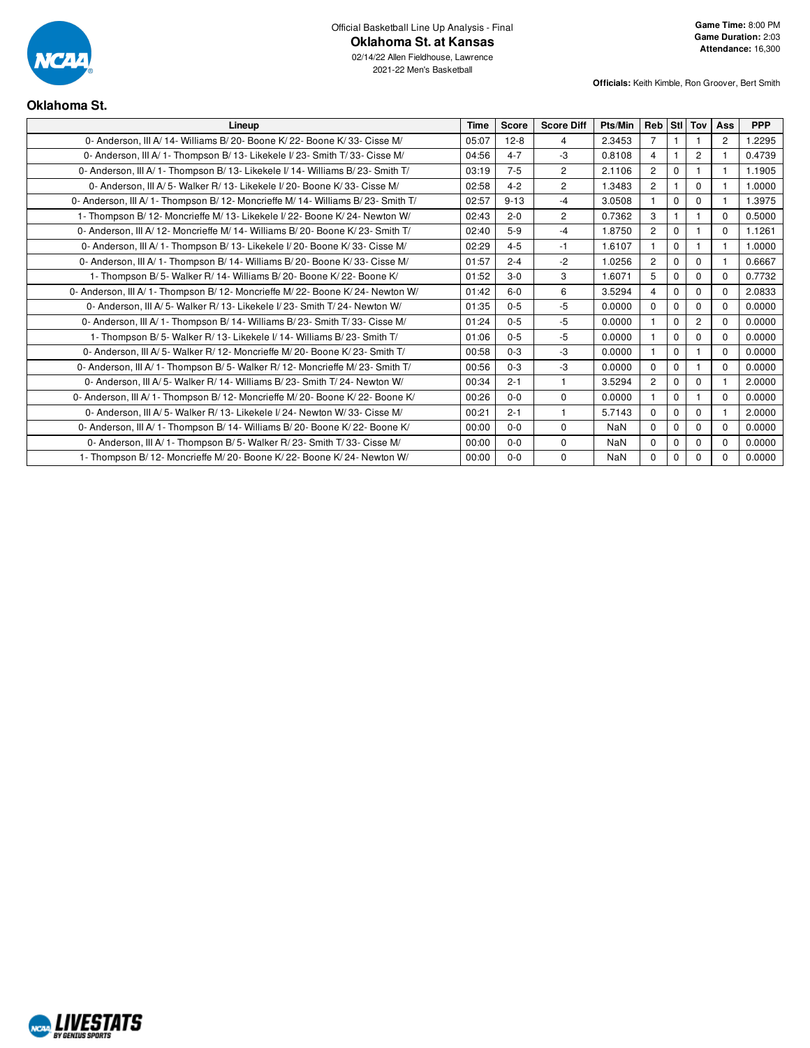Official Basketball Line Up Analysis - Final

# Oklahoma St. at Kansas

02/14/22 Allen Fieldhouse, Lawrence

2021-22 Men's Basketball

**Game Time:** 8:00 PM
**Game Duration:** 2:03
**Attendance:** 16,300

**Officials:** Keith Kimble, Ron Groover, Bert Smith

## Oklahoma St.

| Lineup | Time | Score | Score Diff | Pts/Min | Reb | Stl | Tov | Ass | PPP |
|---|---|---|---|---|---|---|---|---|---|
| 0- Anderson, III A/ 14- Williams B/ 20- Boone K/ 22- Boone K/ 33- Cisse M/ | 05:07 | 12-8 | 4 | 2.3453 | 7 | 1 | 1 | 2 | 1.2295 |
| 0- Anderson, III A/ 1- Thompson B/ 13- Likekele I/ 23- Smith T/ 33- Cisse M/ | 04:56 | 4-7 | -3 | 0.8108 | 4 | 1 | 2 | 1 | 0.4739 |
| 0- Anderson, III A/ 1- Thompson B/ 13- Likekele I/ 14- Williams B/ 23- Smith T/ | 03:19 | 7-5 | 2 | 2.1106 | 2 | 0 | 1 | 1 | 1.1905 |
| 0- Anderson, III A/ 5- Walker R/ 13- Likekele I/ 20- Boone K/ 33- Cisse M/ | 02:58 | 4-2 | 2 | 1.3483 | 2 | 1 | 0 | 1 | 1.0000 |
| 0- Anderson, III A/ 1- Thompson B/ 12- Moncrieffe M/ 14- Williams B/ 23- Smith T/ | 02:57 | 9-13 | -4 | 3.0508 | 1 | 0 | 0 | 1 | 1.3975 |
| 1- Thompson B/ 12- Moncrieffe M/ 13- Likekele I/ 22- Boone K/ 24- Newton W/ | 02:43 | 2-0 | 2 | 0.7362 | 3 | 1 | 1 | 0 | 0.5000 |
| 0- Anderson, III A/ 12- Moncrieffe M/ 14- Williams B/ 20- Boone K/ 23- Smith T/ | 02:40 | 5-9 | -4 | 1.8750 | 2 | 0 | 1 | 0 | 1.1261 |
| 0- Anderson, III A/ 1- Thompson B/ 13- Likekele I/ 20- Boone K/ 33- Cisse M/ | 02:29 | 4-5 | -1 | 1.6107 | 1 | 0 | 1 | 1 | 1.0000 |
| 0- Anderson, III A/ 1- Thompson B/ 14- Williams B/ 20- Boone K/ 33- Cisse M/ | 01:57 | 2-4 | -2 | 1.0256 | 2 | 0 | 0 | 1 | 0.6667 |
| 1- Thompson B/ 5- Walker R/ 14- Williams B/ 20- Boone K/ 22- Boone K/ | 01:52 | 3-0 | 3 | 1.6071 | 5 | 0 | 0 | 0 | 0.7732 |
| 0- Anderson, III A/ 1- Thompson B/ 12- Moncrieffe M/ 22- Boone K/ 24- Newton W/ | 01:42 | 6-0 | 6 | 3.5294 | 4 | 0 | 0 | 0 | 2.0833 |
| 0- Anderson, III A/ 5- Walker R/ 13- Likekele I/ 23- Smith T/ 24- Newton W/ | 01:35 | 0-5 | -5 | 0.0000 | 0 | 0 | 0 | 0 | 0.0000 |
| 0- Anderson, III A/ 1- Thompson B/ 14- Williams B/ 23- Smith T/ 33- Cisse M/ | 01:24 | 0-5 | -5 | 0.0000 | 1 | 0 | 2 | 0 | 0.0000 |
| 1- Thompson B/ 5- Walker R/ 13- Likekele I/ 14- Williams B/ 23- Smith T/ | 01:06 | 0-5 | -5 | 0.0000 | 1 | 0 | 0 | 0 | 0.0000 |
| 0- Anderson, III A/ 5- Walker R/ 12- Moncrieffe M/ 20- Boone K/ 23- Smith T/ | 00:58 | 0-3 | -3 | 0.0000 | 1 | 0 | 1 | 0 | 0.0000 |
| 0- Anderson, III A/ 1- Thompson B/ 5- Walker R/ 12- Moncrieffe M/ 23- Smith T/ | 00:56 | 0-3 | -3 | 0.0000 | 0 | 0 | 1 | 0 | 0.0000 |
| 0- Anderson, III A/ 5- Walker R/ 14- Williams B/ 23- Smith T/ 24- Newton W/ | 00:34 | 2-1 | 1 | 3.5294 | 2 | 0 | 0 | 1 | 2.0000 |
| 0- Anderson, III A/ 1- Thompson B/ 12- Moncrieffe M/ 20- Boone K/ 22- Boone K/ | 00:26 | 0-0 | 0 | 0.0000 | 1 | 0 | 1 | 0 | 0.0000 |
| 0- Anderson, III A/ 5- Walker R/ 13- Likekele I/ 24- Newton W/ 33- Cisse M/ | 00:21 | 2-1 | 1 | 5.7143 | 0 | 0 | 0 | 1 | 2.0000 |
| 0- Anderson, III A/ 1- Thompson B/ 14- Williams B/ 20- Boone K/ 22- Boone K/ | 00:00 | 0-0 | 0 | NaN | 0 | 0 | 0 | 0 | 0.0000 |
| 0- Anderson, III A/ 1- Thompson B/ 5- Walker R/ 23- Smith T/ 33- Cisse M/ | 00:00 | 0-0 | 0 | NaN | 0 | 0 | 0 | 0 | 0.0000 |
| 1- Thompson B/ 12- Moncrieffe M/ 20- Boone K/ 22- Boone K/ 24- Newton W/ | 00:00 | 0-0 | 0 | NaN | 0 | 0 | 0 | 0 | 0.0000 |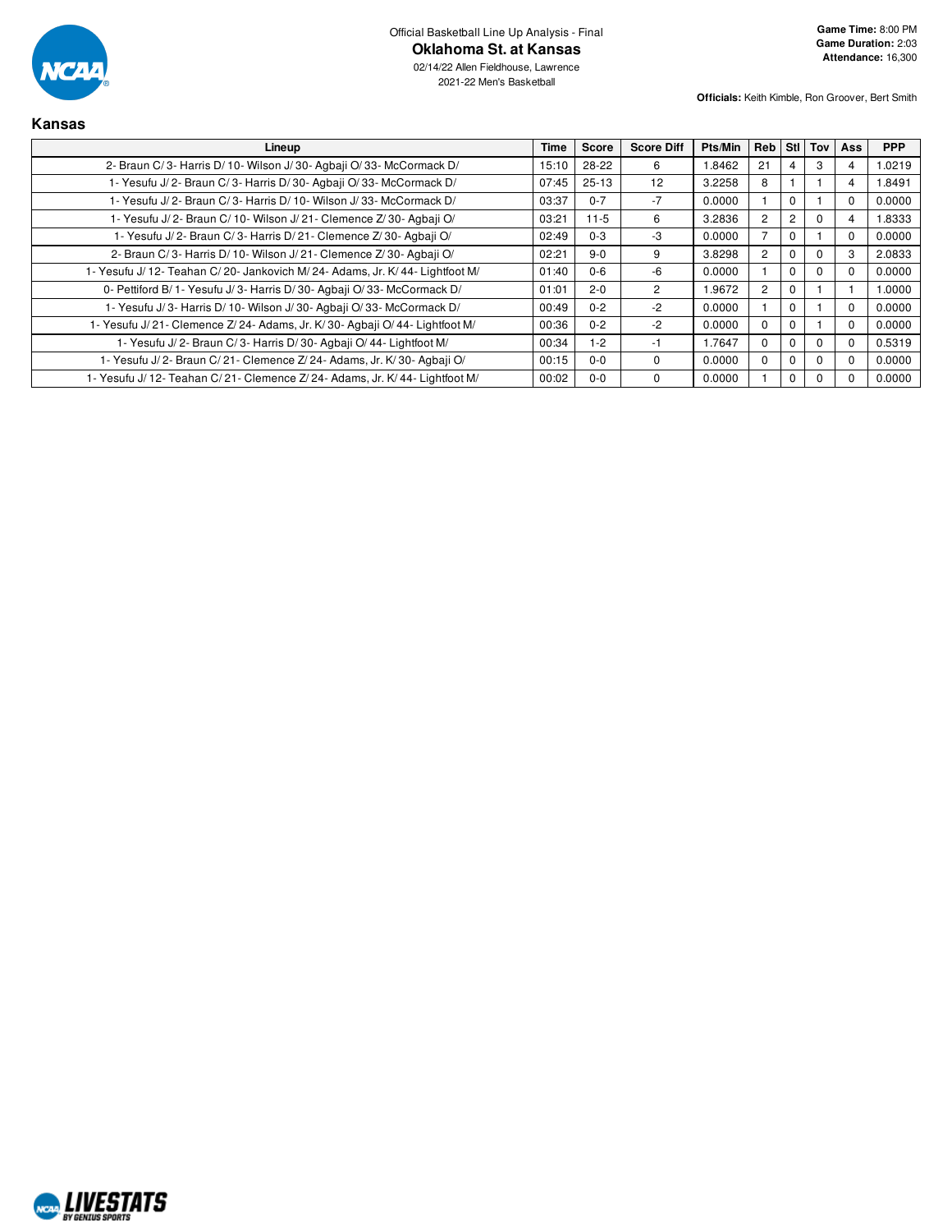Official Basketball Line Up Analysis - Final

# Oklahoma St. at Kansas

02/14/22 Allen Fieldhouse, Lawrence

2021-22 Men's Basketball

**Game Time:** 8:00 PM
**Game Duration:** 2:03
**Attendance:** 16,300

**Officials:** Keith Kimble, Ron Groover, Bert Smith

## Kansas

| Lineup | Time | Score | Score Diff | Pts/Min | Reb | Stl | Tov | Ass | PPP |
|---|---|---|---|---|---|---|---|---|---|
| 2- Braun C/ 3- Harris D/ 10- Wilson J/ 30- Agbaji O/ 33- McCormack D/ | 15:10 | 28-22 | 6 | 1.8462 | 21 | 4 | 3 | 4 | 1.0219 |
| 1- Yesufu J/ 2- Braun C/ 3- Harris D/ 30- Agbaji O/ 33- McCormack D/ | 07:45 | 25-13 | 12 | 3.2258 | 8 | 1 | 1 | 4 | 1.8491 |
| 1- Yesufu J/ 2- Braun C/ 3- Harris D/ 10- Wilson J/ 33- McCormack D/ | 03:37 | 0-7 | -7 | 0.0000 | 1 | 0 | 1 | 0 | 0.0000 |
| 1- Yesufu J/ 2- Braun C/ 10- Wilson J/ 21- Clemence Z/ 30- Agbaji O/ | 03:21 | 11-5 | 6 | 3.2836 | 2 | 2 | 0 | 4 | 1.8333 |
| 1- Yesufu J/ 2- Braun C/ 3- Harris D/ 21- Clemence Z/ 30- Agbaji O/ | 02:49 | 0-3 | -3 | 0.0000 | 7 | 0 | 1 | 0 | 0.0000 |
| 2- Braun C/ 3- Harris D/ 10- Wilson J/ 21- Clemence Z/ 30- Agbaji O/ | 02:21 | 9-0 | 9 | 3.8298 | 2 | 0 | 0 | 3 | 2.0833 |
| 1- Yesufu J/ 12- Teahan C/ 20- Jankovich M/ 24- Adams, Jr. K/ 44- Lightfoot M/ | 01:40 | 0-6 | -6 | 0.0000 | 1 | 0 | 0 | 0 | 0.0000 |
| 0- Pettiford B/ 1- Yesufu J/ 3- Harris D/ 30- Agbaji O/ 33- McCormack D/ | 01:01 | 2-0 | 2 | 1.9672 | 2 | 0 | 1 | 1 | 1.0000 |
| 1- Yesufu J/ 3- Harris D/ 10- Wilson J/ 30- Agbaji O/ 33- McCormack D/ | 00:49 | 0-2 | -2 | 0.0000 | 1 | 0 | 1 | 0 | 0.0000 |
| 1- Yesufu J/ 21- Clemence Z/ 24- Adams, Jr. K/ 30- Agbaji O/ 44- Lightfoot M/ | 00:36 | 0-2 | -2 | 0.0000 | 0 | 0 | 1 | 0 | 0.0000 |
| 1- Yesufu J/ 2- Braun C/ 3- Harris D/ 30- Agbaji O/ 44- Lightfoot M/ | 00:34 | 1-2 | -1 | 1.7647 | 0 | 0 | 0 | 0 | 0.5319 |
| 1- Yesufu J/ 2- Braun C/ 21- Clemence Z/ 24- Adams, Jr. K/ 30- Agbaji O/ | 00:15 | 0-0 | 0 | 0.0000 | 0 | 0 | 0 | 0 | 0.0000 |
| 1- Yesufu J/ 12- Teahan C/ 21- Clemence Z/ 24- Adams, Jr. K/ 44- Lightfoot M/ | 00:02 | 0-0 | 0 | 0.0000 | 1 | 0 | 0 | 0 | 0.0000 |